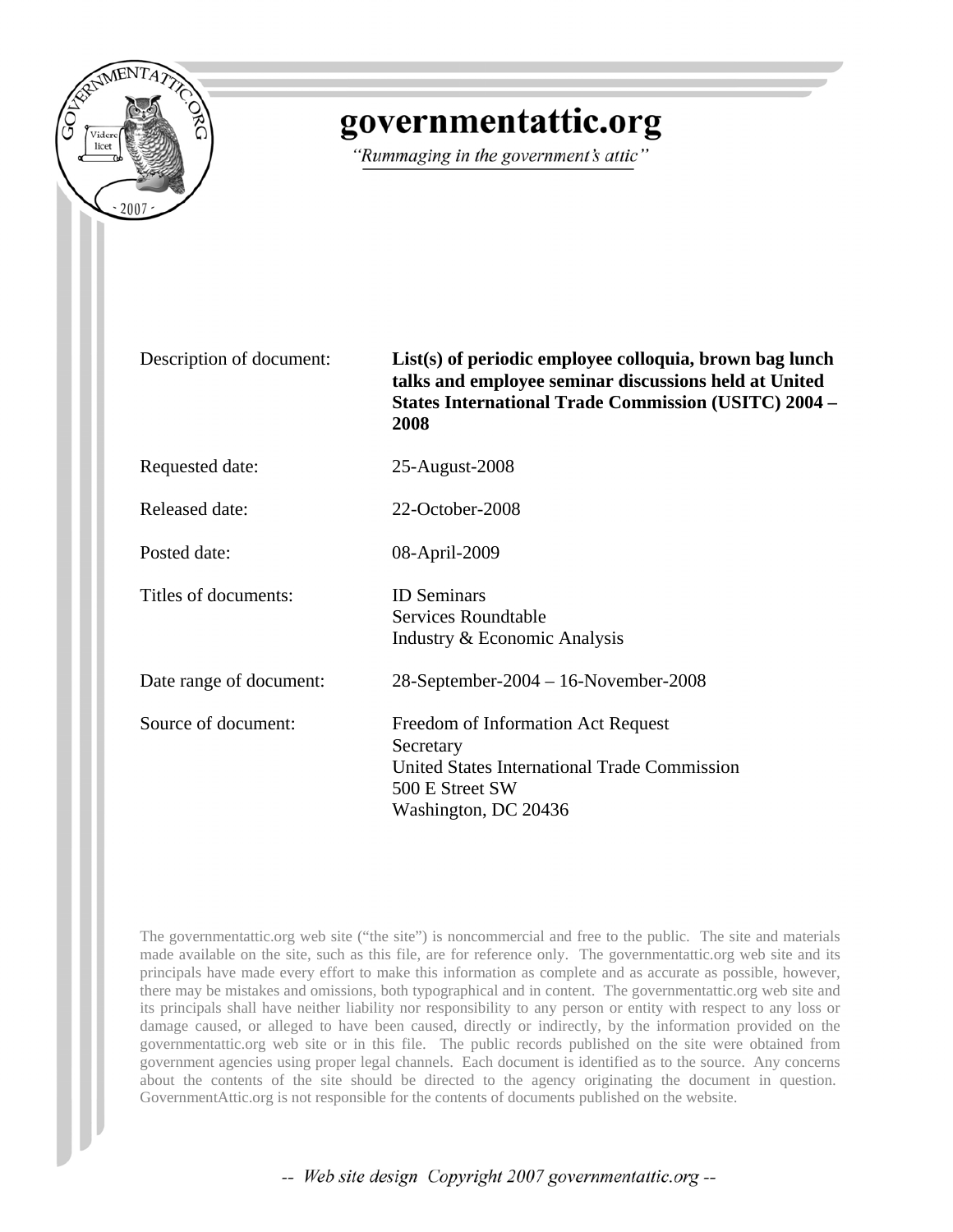# governmentattic.org

*"Rummaging in the government's attic"*

| | |
|---|---|
| Description of document: | **List(s) of periodic employee colloquia, brown bag lunch talks and employee seminar discussions held at United States International Trade Commission (USITC) 2004 – 2008** |
| Requested date: | 25-August-2008 |
| Released date: | 22-October-2008 |
| Posted date: | 08-April-2009 |
| Titles of documents: | ID Seminars<br>Services Roundtable<br>Industry & Economic Analysis |
| Date range of document: | 28-September-2004 – 16-November-2008 |
| Source of document: | Freedom of Information Act Request<br>Secretary<br>United States International Trade Commission<br>500 E Street SW<br>Washington, DC 20436 |

The governmentattic.org web site ("the site") is noncommercial and free to the public. The site and materials made available on the site, such as this file, are for reference only. The governmentattic.org web site and its principals have made every effort to make this information as complete and as accurate as possible, however, there may be mistakes and omissions, both typographical and in content. The governmentattic.org web site and its principals shall have neither liability nor responsibility to any person or entity with respect to any loss or damage caused, or alleged to have been caused, directly or indirectly, by the information provided on the governmentattic.org web site or in this file. The public records published on the site were obtained from government agencies using proper legal channels. Each document is identified as to the source. Any concerns about the contents of the site should be directed to the agency originating the document in question. GovernmentAttic.org is not responsible for the contents of documents published on the website.

*-- Web site design Copyright 2007 governmentattic.org --*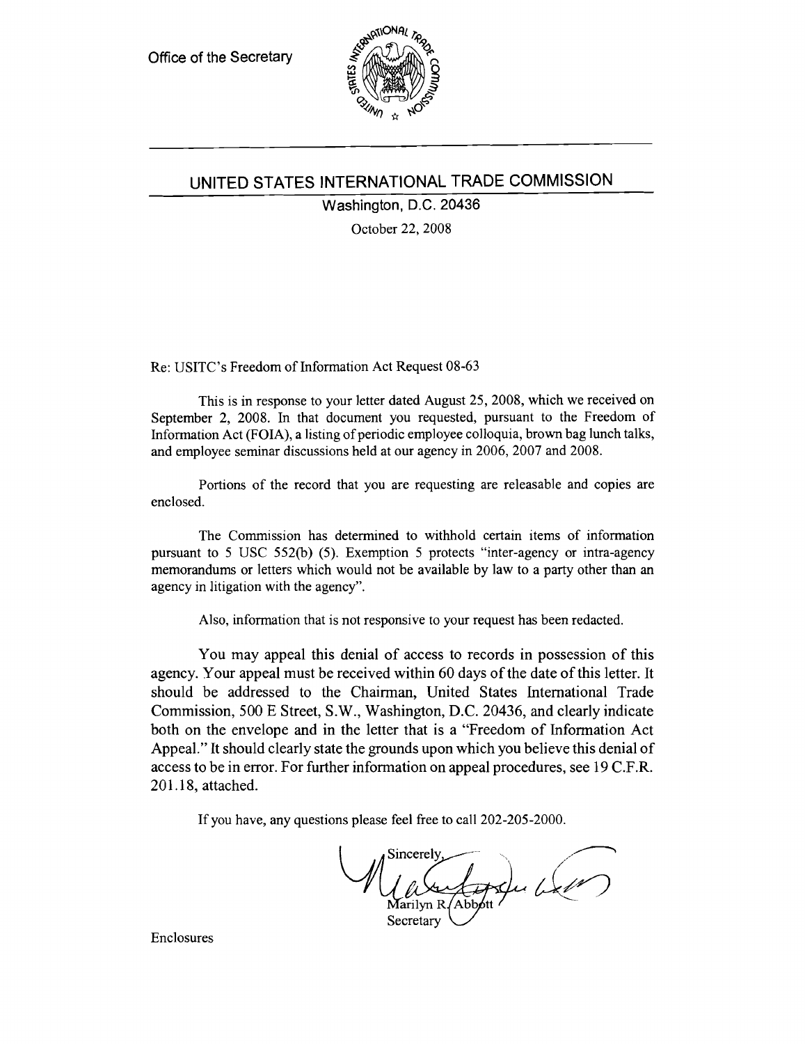Office of the Secretary

## UNITED STATES INTERNATIONAL TRADE COMMISSION

Washington, D.C. 20436

October 22, 2008

Re: USITC's Freedom of Information Act Request 08-63

This is in response to your letter dated August 25, 2008, which we received on September 2, 2008. In that document you requested, pursuant to the Freedom of Information Act (FOIA), a listing of periodic employee colloquia, brown bag lunch talks, and employee seminar discussions held at our agency in 2006, 2007 and 2008.

Portions of the record that you are requesting are releasable and copies are enclosed.

The Commission has determined to withhold certain items of information pursuant to 5 USC 552(b) (5). Exemption 5 protects "inter-agency or intra-agency memorandums or letters which would not be available by law to a party other than an agency in litigation with the agency".

Also, information that is not responsive to your request has been redacted.

You may appeal this denial of access to records in possession of this agency. Your appeal must be received within 60 days of the date of this letter. It should be addressed to the Chairman, United States International Trade Commission, 500 E Street, S.W., Washington, D.C. 20436, and clearly indicate both on the envelope and in the letter that is a "Freedom of Information Act Appeal." It should clearly state the grounds upon which you believe this denial of access to be in error. For further information on appeal procedures, see 19 C.F.R. 201.18, attached.

If you have, any questions please feel free to call 202-205-2000.

Sincerely,

Marilyn R. Abbott
Secretary

Enclosures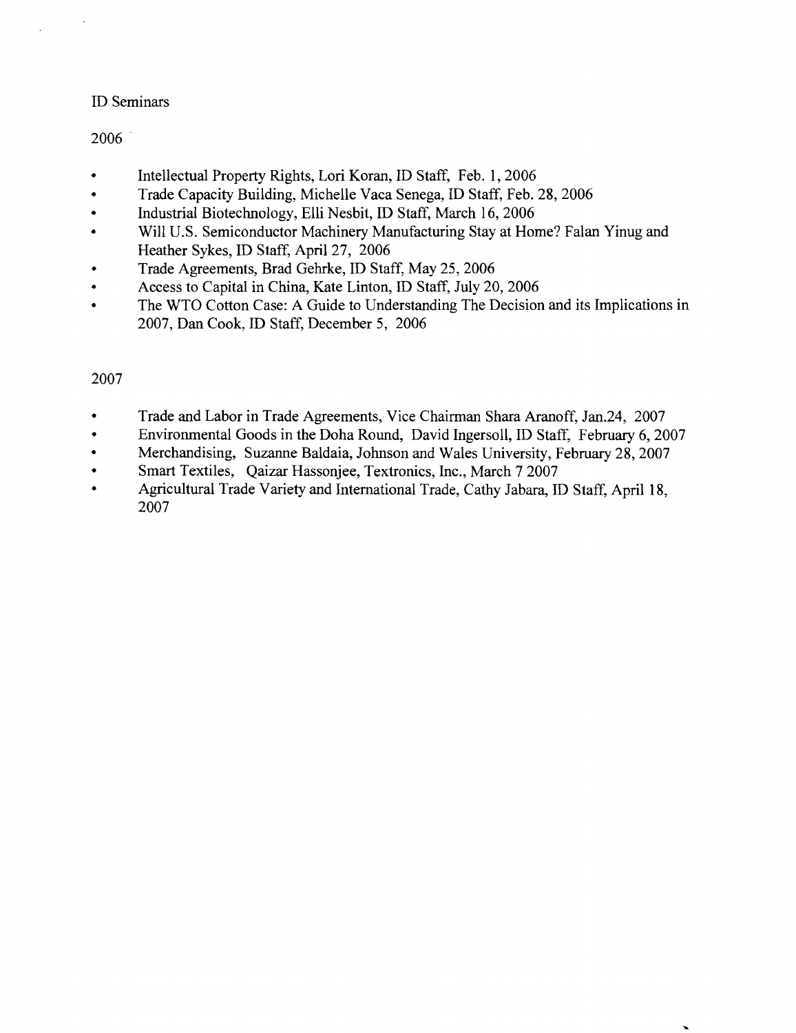# ID Seminars

## 2006

- Intellectual Property Rights, Lori Koran, ID Staff, Feb. 1, 2006
- Trade Capacity Building, Michelle Vaca Senega, ID Staff, Feb. 28, 2006
- Industrial Biotechnology, Elli Nesbit, ID Staff, March 16, 2006
- Will U.S. Semiconductor Machinery Manufacturing Stay at Home? Falan Yinug and Heather Sykes, ID Staff, April 27, 2006
- Trade Agreements, Brad Gehrke, ID Staff, May 25, 2006
- Access to Capital in China, Kate Linton, ID Staff, July 20, 2006
- The WTO Cotton Case: A Guide to Understanding The Decision and its Implications in 2007, Dan Cook, ID Staff, December 5, 2006

## 2007

- Trade and Labor in Trade Agreements, Vice Chairman Shara Aranoff, Jan.24, 2007
- Environmental Goods in the Doha Round, David Ingersoll, ID Staff, February 6, 2007
- Merchandising, Suzanne Baldaia, Johnson and Wales University, February 28, 2007
- Smart Textiles, Qaizar Hassonjee, Textronics, Inc., March 7 2007
- Agricultural Trade Variety and International Trade, Cathy Jabara, ID Staff, April 18, 2007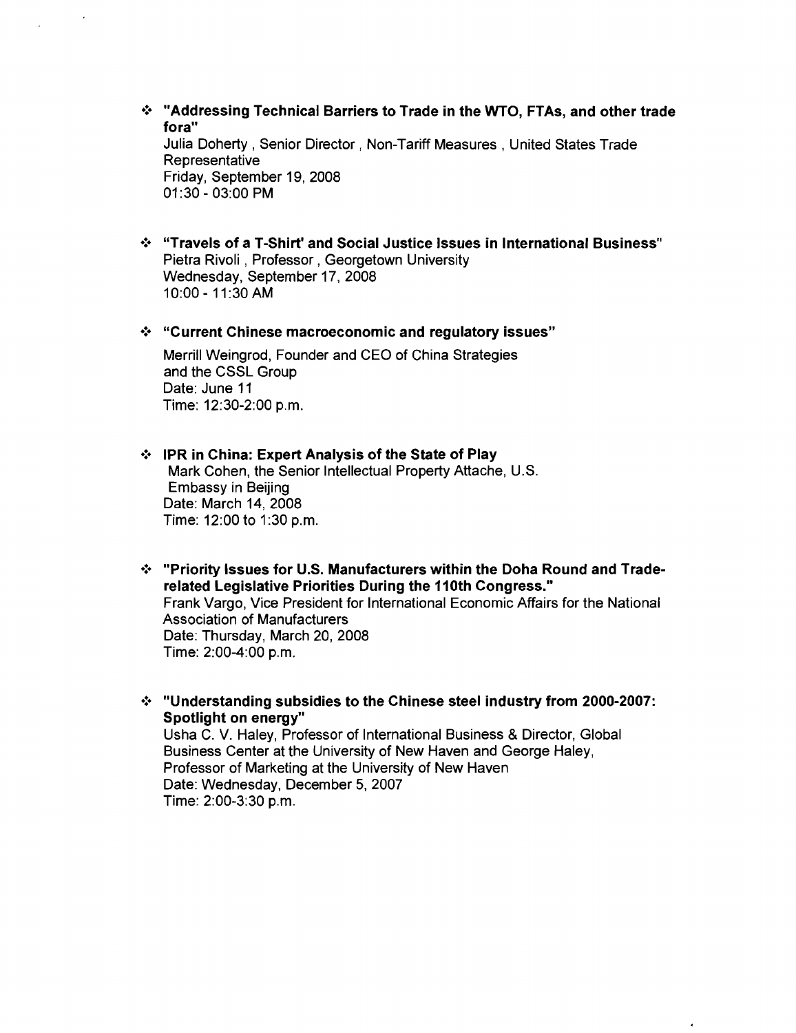- **"Addressing Technical Barriers to Trade in the WTO, FTAs, and other trade fora"**
  Julia Doherty , Senior Director , Non-Tariff Measures , United States Trade Representative
  Friday, September 19, 2008
  01:30 - 03:00 PM

- **"Travels of a T-Shirt' and Social Justice Issues in International Business"**
  Pietra Rivoli , Professor , Georgetown University
  Wednesday, September 17, 2008
  10:00 - 11:30 AM

- **"Current Chinese macroeconomic and regulatory issues"**

  Merrill Weingrod, Founder and CEO of China Strategies and the CSSL Group
  Date: June 11
  Time: 12:30-2:00 p.m.

- **IPR in China: Expert Analysis of the State of Play**
  Mark Cohen, the Senior Intellectual Property Attache, U.S. Embassy in Beijing
  Date: March 14, 2008
  Time: 12:00 to 1:30 p.m.

- **"Priority Issues for U.S. Manufacturers within the Doha Round and Trade-related Legislative Priorities During the 110th Congress."**
  Frank Vargo, Vice President for International Economic Affairs for the National Association of Manufacturers
  Date: Thursday, March 20, 2008
  Time: 2:00-4:00 p.m.

- **"Understanding subsidies to the Chinese steel industry from 2000-2007: Spotlight on energy"**
  Usha C. V. Haley, Professor of International Business & Director, Global Business Center at the University of New Haven and George Haley, Professor of Marketing at the University of New Haven
  Date: Wednesday, December 5, 2007
  Time: 2:00-3:30 p.m.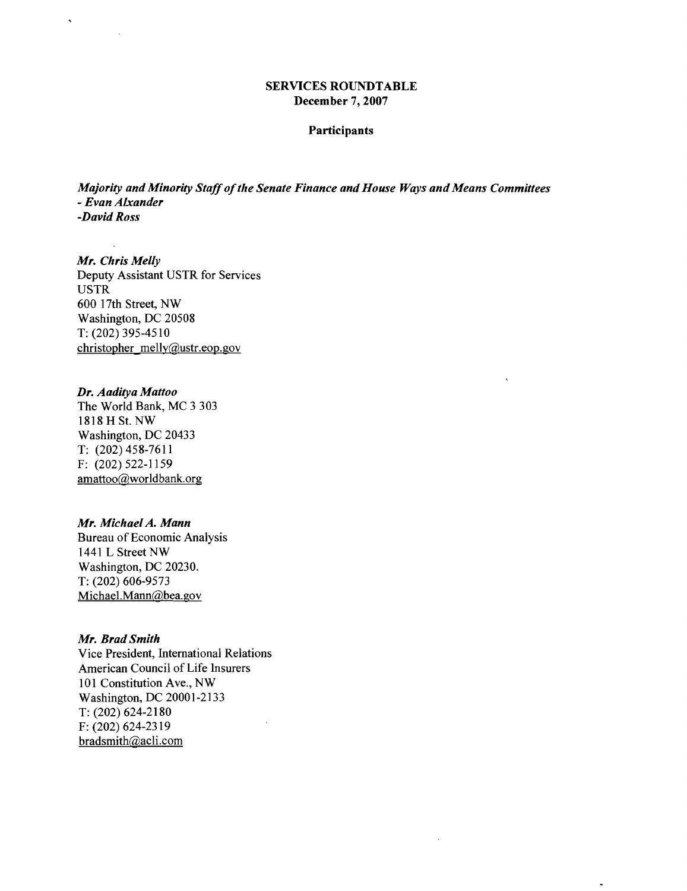**SERVICES ROUNDTABLE**
**December 7, 2007**

**Participants**

***Majority and Minority Staff of the Senate Finance and House Ways and Means Committees***
***- Evan Alxander***
***-David Ross***

***Mr. Chris Melly***
Deputy Assistant USTR for Services
USTR
600 17th Street, NW
Washington, DC 20508
T: (202) 395-4510
christopher_melly@ustr.eop.gov

***Dr. Aaditya Mattoo***
The World Bank, MC 3 303
1818 H St. NW
Washington, DC 20433
T: (202) 458-7611
F: (202) 522-1159
amattoo@worldbank.org

***Mr. Michael A. Mann***
Bureau of Economic Analysis
1441 L Street NW
Washington, DC 20230.
T: (202) 606-9573
Michael.Mann@bea.gov

***Mr. Brad Smith***
Vice President, International Relations
American Council of Life Insurers
101 Constitution Ave., NW
Washington, DC 20001-2133
T: (202) 624-2180
F: (202) 624-2319
bradsmith@acli.com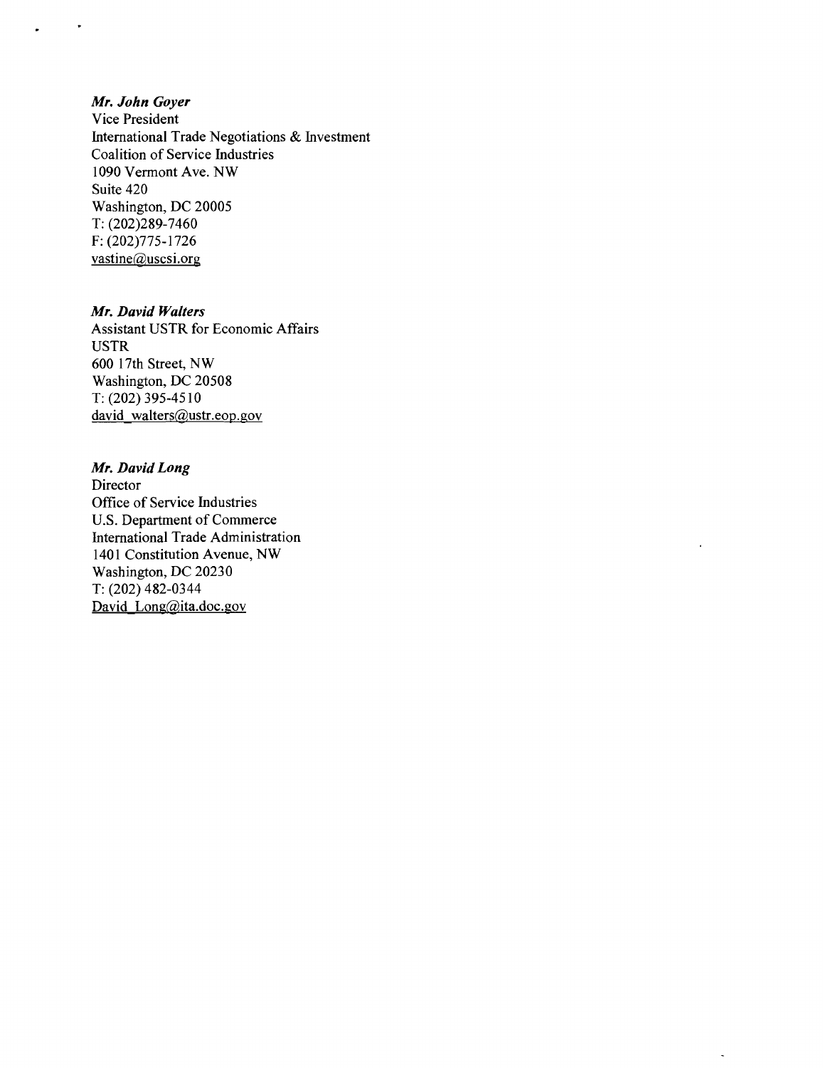***Mr. John Goyer***
Vice President
International Trade Negotiations & Investment
Coalition of Service Industries
1090 Vermont Ave. NW
Suite 420
Washington, DC 20005
T: (202)289-7460
F: (202)775-1726
vastine@uscsi.org

***Mr. David Walters***
Assistant USTR for Economic Affairs
USTR
600 17th Street, NW
Washington, DC 20508
T: (202) 395-4510
david_walters@ustr.eop.gov

***Mr. David Long***
Director
Office of Service Industries
U.S. Department of Commerce
International Trade Administration
1401 Constitution Avenue, NW
Washington, DC 20230
T: (202) 482-0344
David_Long@ita.doc.gov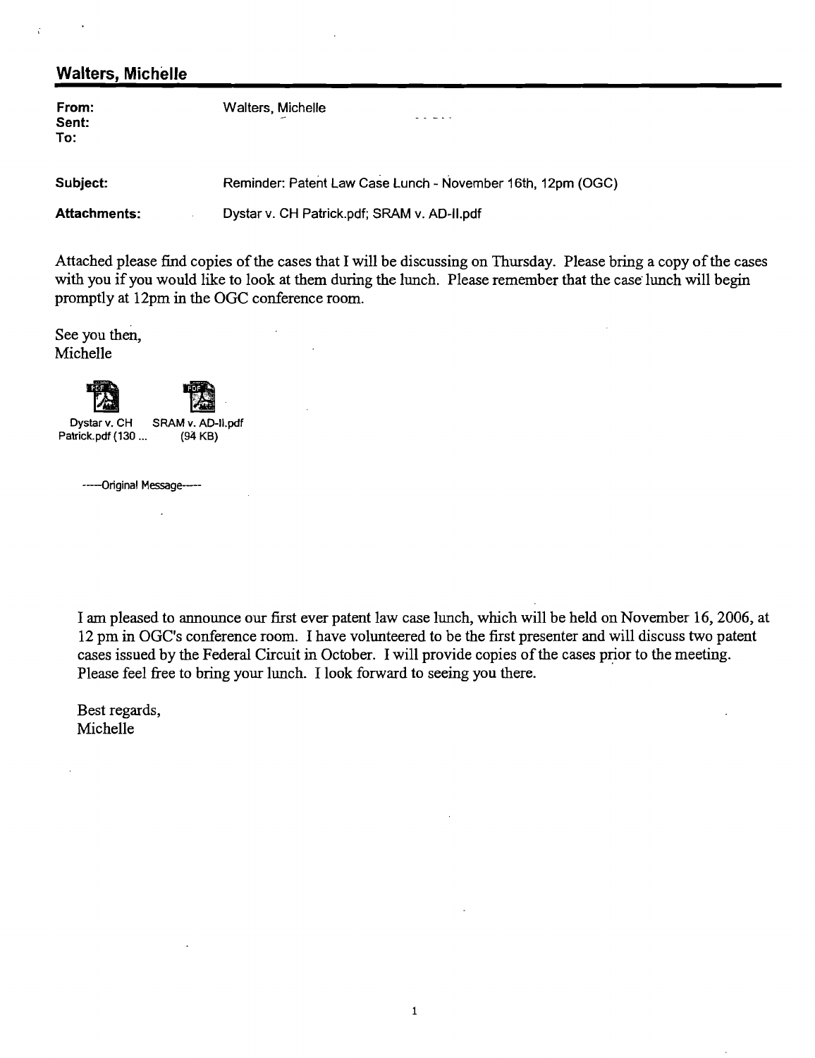## Walters, Michelle

**From:** Walters, Michelle
**Sent:**
**To:**

**Subject:** Reminder: Patent Law Case Lunch - November 16th, 12pm (OGC)

**Attachments:** Dystar v. CH Patrick.pdf; SRAM v. AD-II.pdf

Attached please find copies of the cases that I will be discussing on Thursday. Please bring a copy of the cases with you if you would like to look at them during the lunch. Please remember that the case lunch will begin promptly at 12pm in the OGC conference room.

See you then,
Michelle

Dystar v. CH Patrick.pdf (130 ...) SRAM v. AD-II.pdf (94 KB)

-----Original Message-----

I am pleased to announce our first ever patent law case lunch, which will be held on November 16, 2006, at 12 pm in OGC's conference room. I have volunteered to be the first presenter and will discuss two patent cases issued by the Federal Circuit in October. I will provide copies of the cases prior to the meeting. Please feel free to bring your lunch. I look forward to seeing you there.

Best regards,
Michelle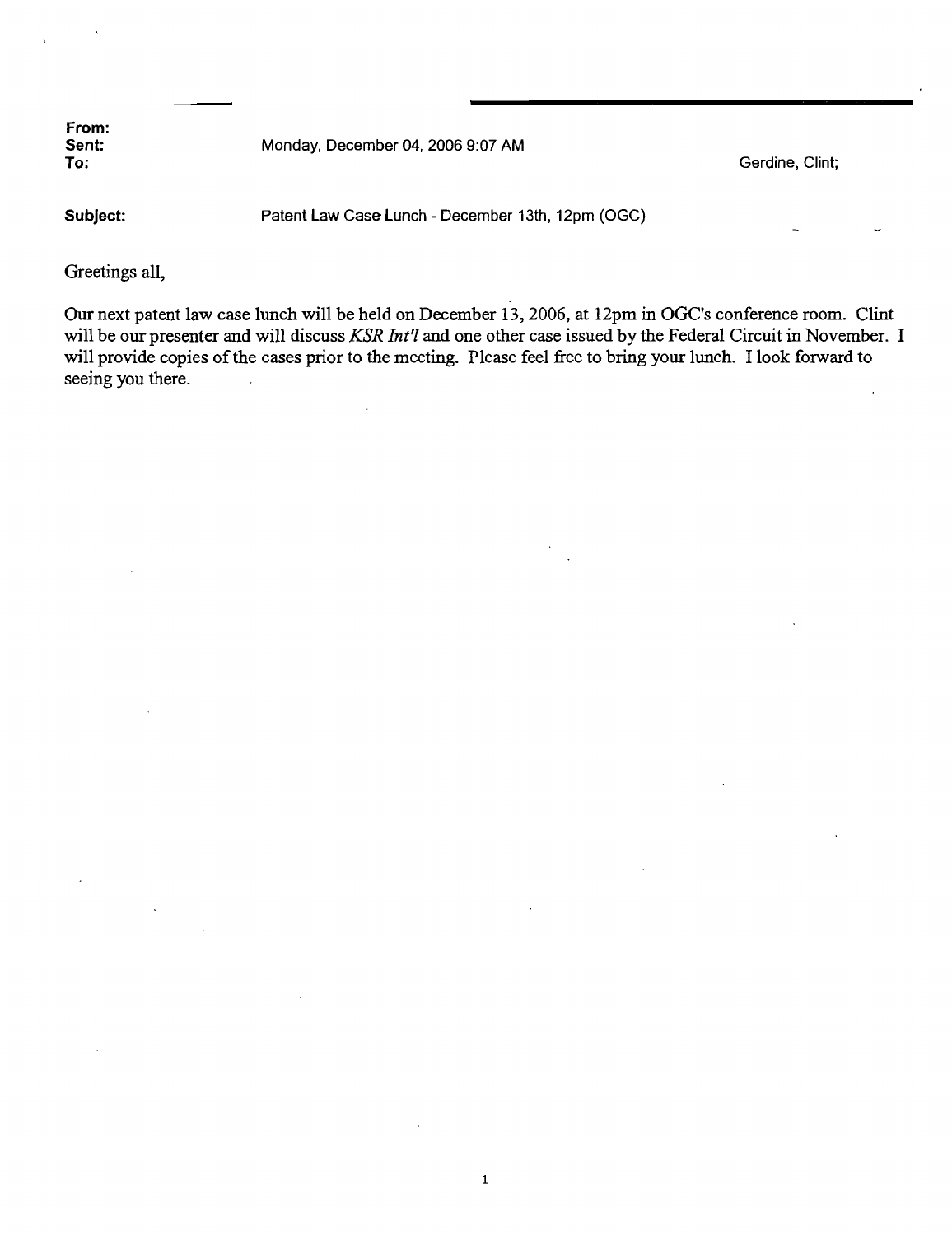**From:**
**Sent:** Monday, December 04, 2006 9:07 AM
**To:** Gerdine, Clint;

**Subject:** Patent Law Case Lunch - December 13th, 12pm (OGC)

Greetings all,

Our next patent law case lunch will be held on December 13, 2006, at 12pm in OGC's conference room. Clint will be our presenter and will discuss *KSR Int'l* and one other case issued by the Federal Circuit in November. I will provide copies of the cases prior to the meeting. Please feel free to bring your lunch. I look forward to seeing you there.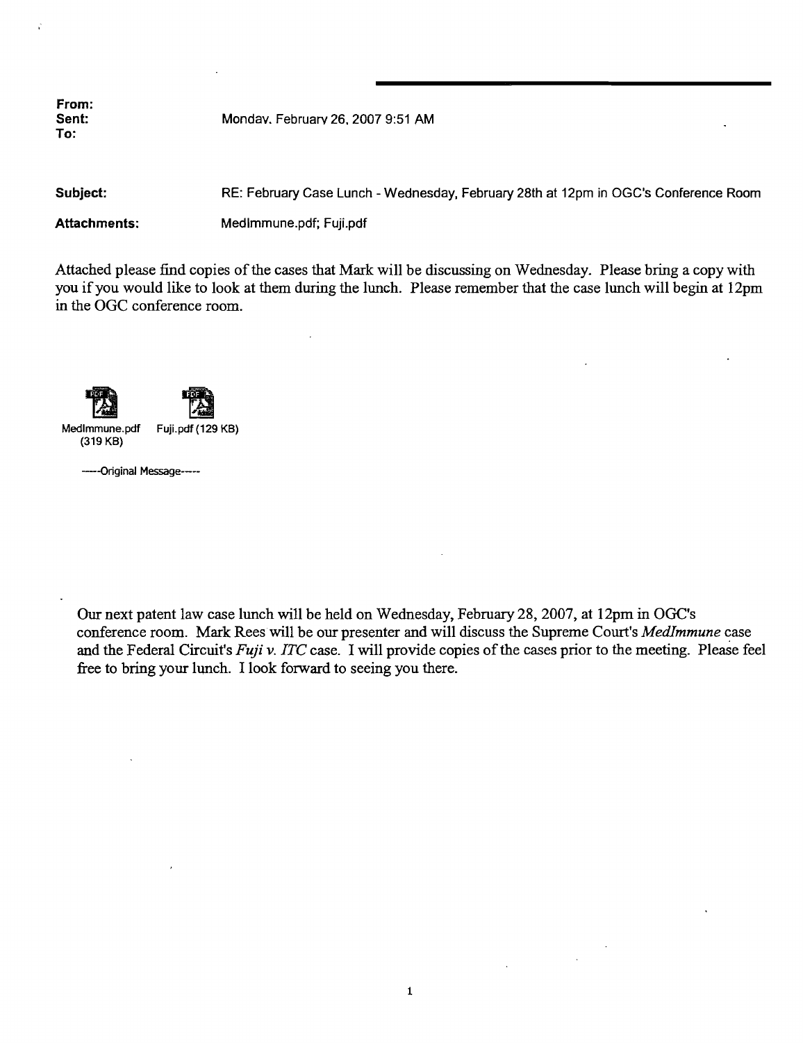**From:**
**Sent:** Monday, February 26, 2007 9:51 AM
**To:**

**Subject:** RE: February Case Lunch - Wednesday, February 28th at 12pm in OGC's Conference Room

**Attachments:** MedImmune.pdf; Fuji.pdf

Attached please find copies of the cases that Mark will be discussing on Wednesday. Please bring a copy with you if you would like to look at them during the lunch. Please remember that the case lunch will begin at 12pm in the OGC conference room.

MedImmune.pdf (319 KB) Fuji.pdf (129 KB)

-----Original Message-----

Our next patent law case lunch will be held on Wednesday, February 28, 2007, at 12pm in OGC's conference room. Mark Rees will be our presenter and will discuss the Supreme Court's *MedImmune* case and the Federal Circuit's *Fuji v. ITC* case. I will provide copies of the cases prior to the meeting. Please feel free to bring your lunch. I look forward to seeing you there.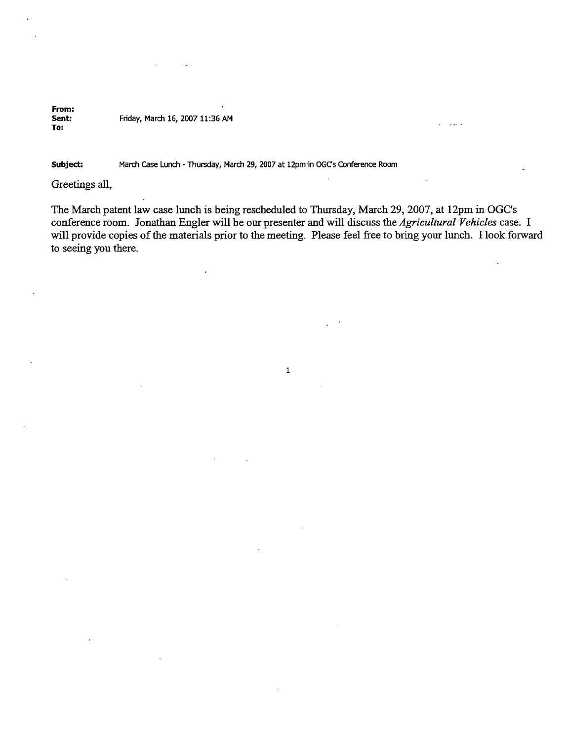**From:**
**Sent:** Friday, March 16, 2007 11:36 AM
**To:**

**Subject:** March Case Lunch - Thursday, March 29, 2007 at 12pm in OGC's Conference Room

Greetings all,

The March patent law case lunch is being rescheduled to Thursday, March 29, 2007, at 12pm in OGC's conference room. Jonathan Engler will be our presenter and will discuss the *Agricultural Vehicles* case. I will provide copies of the materials prior to the meeting. Please feel free to bring your lunch. I look forward to seeing you there.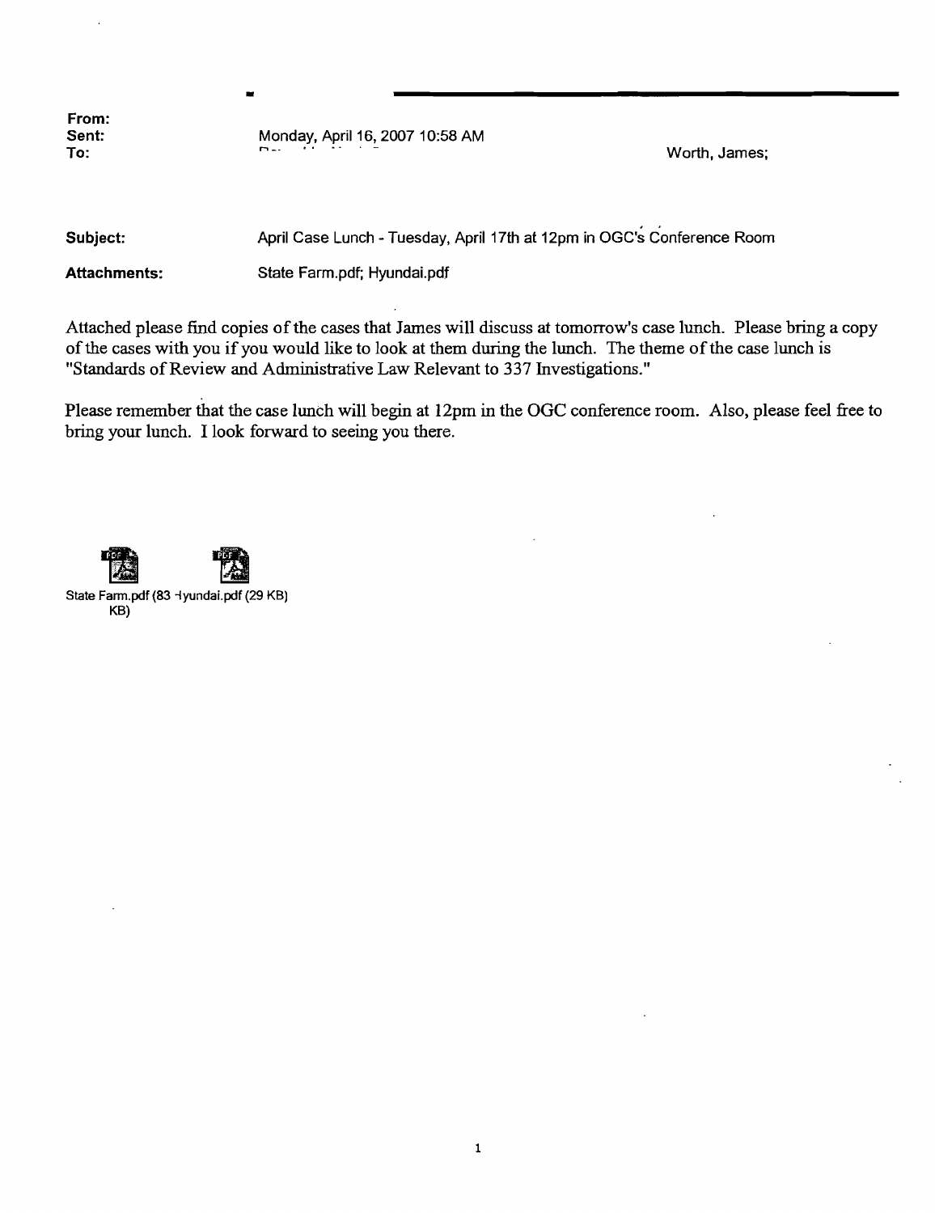**From:**
**Sent:** Monday, April 16, 2007 10:58 AM
**To:** Worth, James;

**Subject:** April Case Lunch - Tuesday, April 17th at 12pm in OGC's Conference Room

**Attachments:** State Farm.pdf; Hyundai.pdf

Attached please find copies of the cases that James will discuss at tomorrow's case lunch. Please bring a copy of the cases with you if you would like to look at them during the lunch. The theme of the case lunch is "Standards of Review and Administrative Law Relevant to 337 Investigations."

Please remember that the case lunch will begin at 12pm in the OGC conference room. Also, please feel free to bring your lunch. I look forward to seeing you there.

State Farm.pdf (83 KB) Hyundai.pdf (29 KB)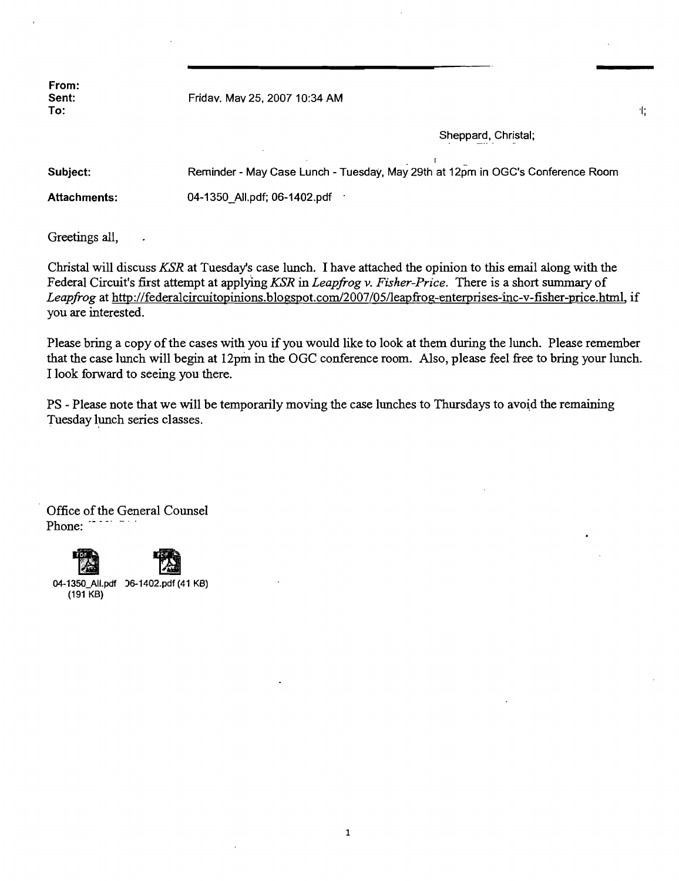**From:**
**Sent:** Friday, May 25, 2007 10:34 AM
**To:**

Sheppard, Christal;

**Subject:** Reminder - May Case Lunch - Tuesday, May 29th at 12pm in OGC's Conference Room

**Attachments:** 04-1350_All.pdf; 06-1402.pdf

Greetings all,

Christal will discuss *KSR* at Tuesday's case lunch. I have attached the opinion to this email along with the Federal Circuit's first attempt at applying *KSR* in *Leapfrog v. Fisher-Price*. There is a short summary of *Leapfrog* at http://federalcircuitopinions.blogspot.com/2007/05/leapfrog-enterprises-inc-v-fisher-price.html, if you are interested.

Please bring a copy of the cases with you if you would like to look at them during the lunch. Please remember that the case lunch will begin at 12pm in the OGC conference room. Also, please feel free to bring your lunch. I look forward to seeing you there.

PS - Please note that we will be temporarily moving the case lunches to Thursdays to avoid the remaining Tuesday lunch series classes.

Office of the General Counsel
Phone:

04-1350_All.pdf (191 KB) 06-1402.pdf (41 KB)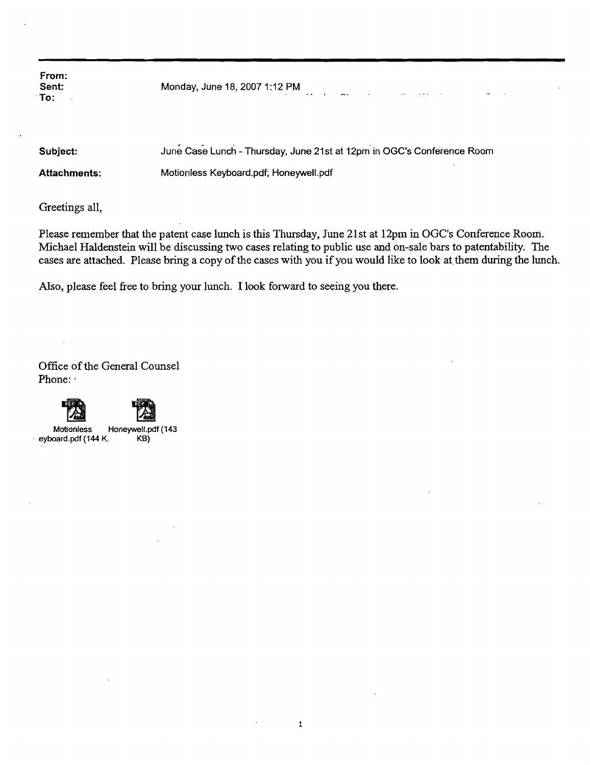**From:**
**Sent:** Monday, June 18, 2007 1:12 PM
**To:**

**Subject:** June Case Lunch - Thursday, June 21st at 12pm in OGC's Conference Room

**Attachments:** Motionless Keyboard.pdf; Honeywell.pdf

Greetings all,

Please remember that the patent case lunch is this Thursday, June 21st at 12pm in OGC's Conference Room. Michael Haldenstein will be discussing two cases relating to public use and on-sale bars to patentability. The cases are attached. Please bring a copy of the cases with you if you would like to look at them during the lunch.

Also, please feel free to bring your lunch. I look forward to seeing you there.

Office of the General Counsel
Phone:

Motionless eyboard.pdf (144 K.   Honeywell.pdf (143 KB)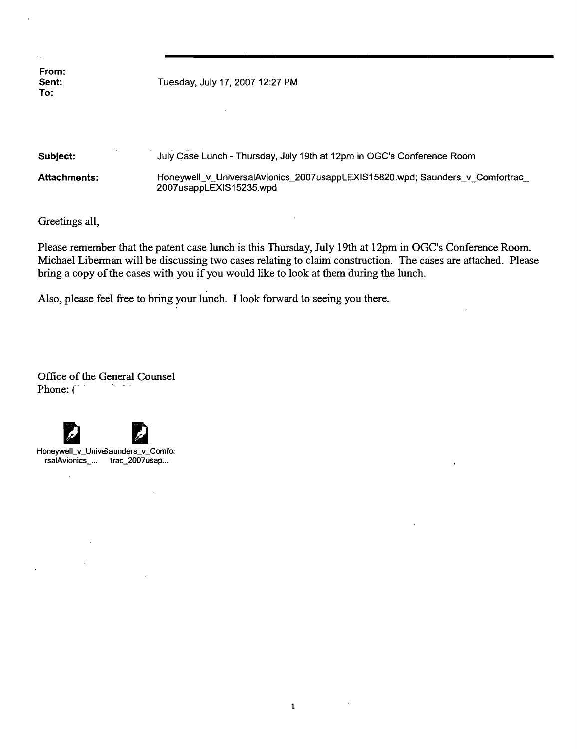**From:**
**Sent:** Tuesday, July 17, 2007 12:27 PM
**To:**

**Subject:** July Case Lunch - Thursday, July 19th at 12pm in OGC's Conference Room

**Attachments:** Honeywell_v_UniversalAvionics_2007usappLEXIS15820.wpd; Saunders_v_Comfortrac_2007usappLEXIS15235.wpd

Greetings all,

Please remember that the patent case lunch is this Thursday, July 19th at 12pm in OGC's Conference Room. Michael Liberman will be discussing two cases relating to claim construction. The cases are attached. Please bring a copy of the cases with you if you would like to look at them during the lunch.

Also, please feel free to bring your lunch. I look forward to seeing you there.

Office of the General Counsel
Phone: (

Honeywell_v_UniversalAvionics_... Saunders_v_Comfortrac_2007usap...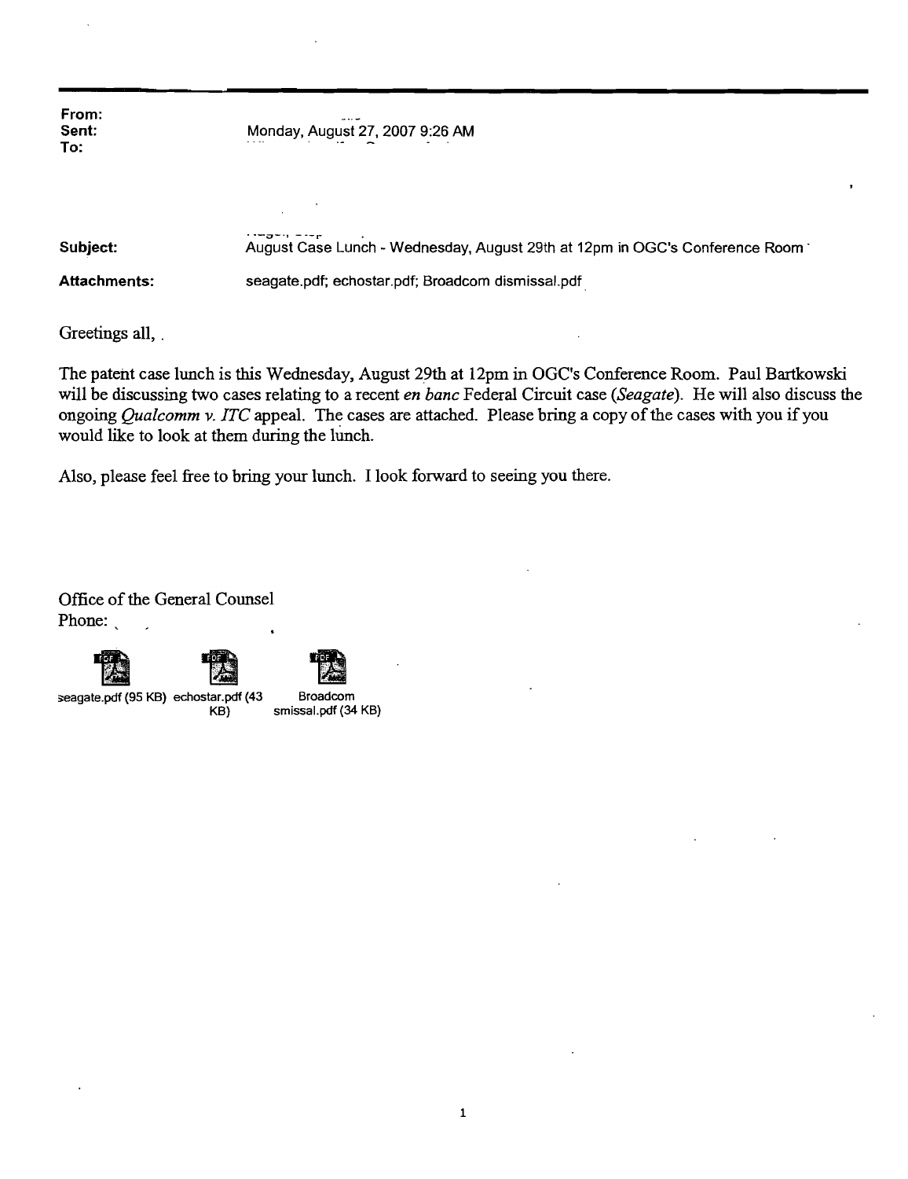**From:**
**Sent:** Monday, August 27, 2007 9:26 AM
**To:**

**Subject:** August Case Lunch - Wednesday, August 29th at 12pm in OGC's Conference Room

**Attachments:** seagate.pdf; echostar.pdf; Broadcom dismissal.pdf

Greetings all,

The patent case lunch is this Wednesday, August 29th at 12pm in OGC's Conference Room. Paul Bartkowski will be discussing two cases relating to a recent *en banc* Federal Circuit case (*Seagate*). He will also discuss the ongoing *Qualcomm v. ITC* appeal. The cases are attached. Please bring a copy of the cases with you if you would like to look at them during the lunch.

Also, please feel free to bring your lunch. I look forward to seeing you there.

Office of the General Counsel
Phone:

seagate.pdf (95 KB) echostar.pdf (43 KB) Broadcom smissal.pdf (34 KB)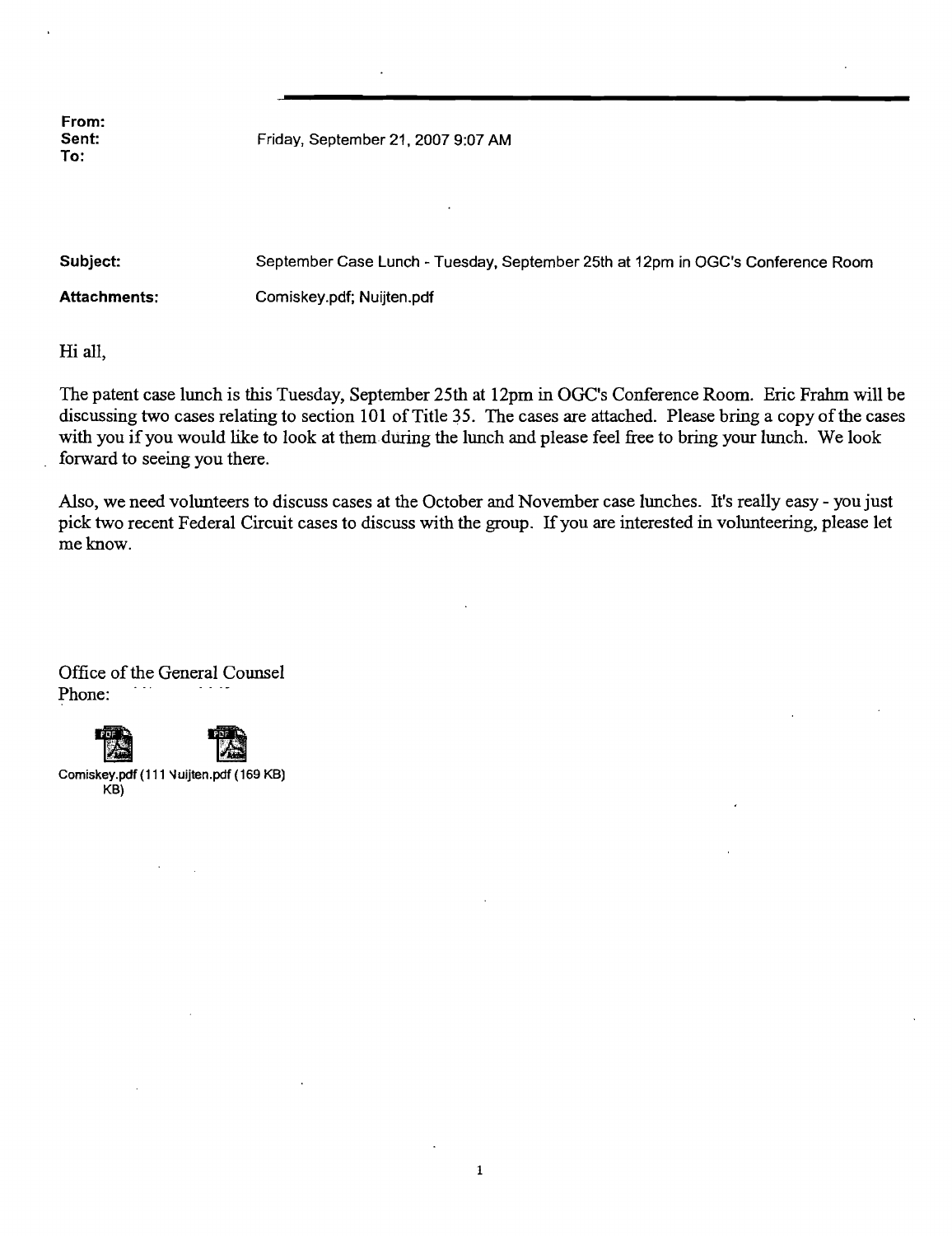**From:**
**Sent:** Friday, September 21, 2007 9:07 AM
**To:**

**Subject:** September Case Lunch - Tuesday, September 25th at 12pm in OGC's Conference Room

**Attachments:** Comiskey.pdf; Nuijten.pdf

Hi all,

The patent case lunch is this Tuesday, September 25th at 12pm in OGC's Conference Room. Eric Frahm will be discussing two cases relating to section 101 of Title 35. The cases are attached. Please bring a copy of the cases with you if you would like to look at them during the lunch and please feel free to bring your lunch. We look forward to seeing you there.

Also, we need volunteers to discuss cases at the October and November case lunches. It's really easy - you just pick two recent Federal Circuit cases to discuss with the group. If you are interested in volunteering, please let me know.

Office of the General Counsel
Phone:

Comiskey.pdf (111 KB) Nuijten.pdf (169 KB)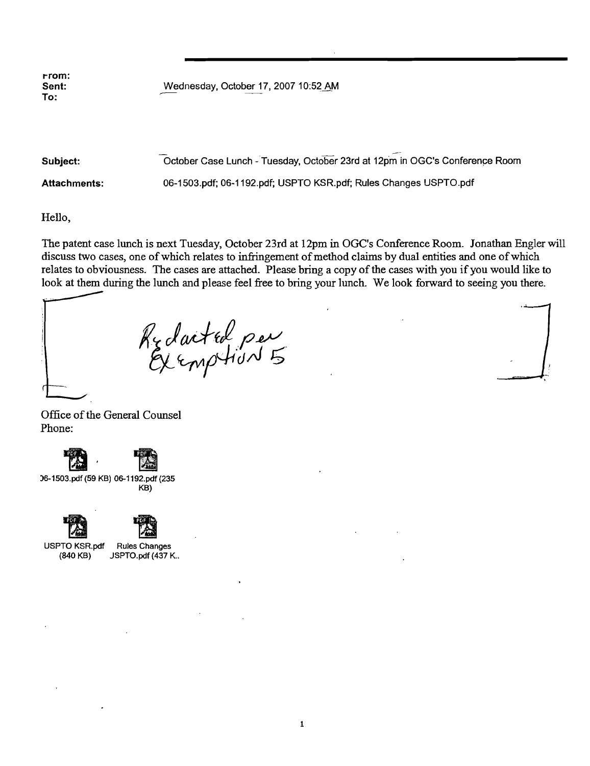**From:**
**Sent:** Wednesday, October 17, 2007 10:52 AM
**To:**

**Subject:** October Case Lunch - Tuesday, October 23rd at 12pm in OGC's Conference Room

**Attachments:** 06-1503.pdf; 06-1192.pdf; USPTO KSR.pdf; Rules Changes USPTO.pdf

Hello,

The patent case lunch is next Tuesday, October 23rd at 12pm in OGC's Conference Room. Jonathan Engler will discuss two cases, one of which relates to infringement of method claims by dual entities and one of which relates to obviousness. The cases are attached. Please bring a copy of the cases with you if you would like to look at them during the lunch and please feel free to bring your lunch. We look forward to seeing you there.

[Redacted per Exemption 5]

Office of the General Counsel
Phone:

06-1503.pdf (59 KB) 06-1192.pdf (235 KB)

USPTO KSR.pdf (840 KB) Rules Changes USPTO.pdf (437 K..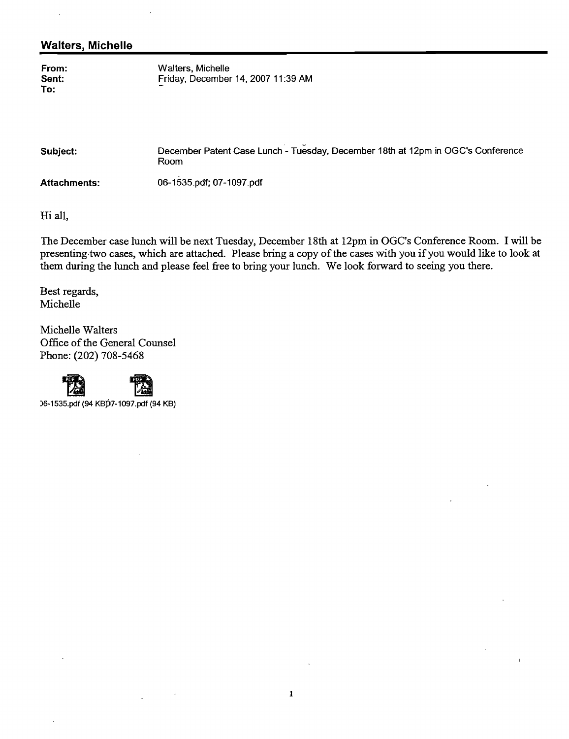## Walters, Michelle

| | |
|---|---|
| **From:** | Walters, Michelle |
| **Sent:** | Friday, December 14, 2007 11:39 AM |
| **To:** | |
| **Subject:** | December Patent Case Lunch - Tuesday, December 18th at 12pm in OGC's Conference Room |
| **Attachments:** | 06-1535.pdf; 07-1097.pdf |

Hi all,

The December case lunch will be next Tuesday, December 18th at 12pm in OGC's Conference Room. I will be presenting two cases, which are attached. Please bring a copy of the cases with you if you would like to look at them during the lunch and please feel free to bring your lunch. We look forward to seeing you there.

Best regards,
Michelle

Michelle Walters
Office of the General Counsel
Phone: (202) 708-5468

06-1535.pdf (94 KB) 07-1097.pdf (94 KB)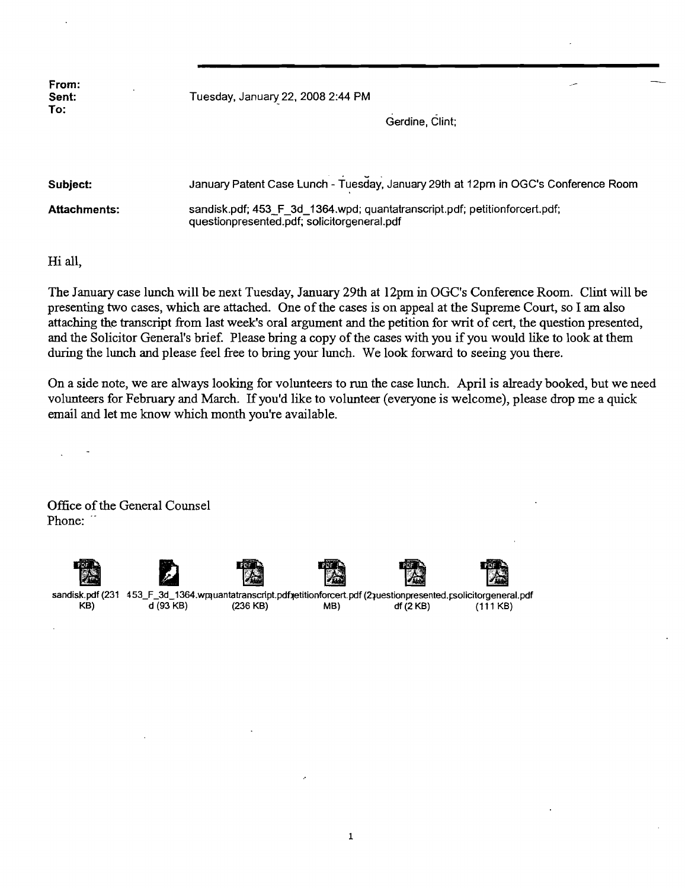**From:**
**Sent:** Tuesday, January 22, 2008 2:44 PM
**To:** Gerdine, Clint;

**Subject:** January Patent Case Lunch - Tuesday, January 29th at 12pm in OGC's Conference Room

**Attachments:** sandisk.pdf; 453_F_3d_1364.wpd; quantatranscript.pdf; petitionforcert.pdf; questionpresented.pdf; solicitorgeneral.pdf

Hi all,

The January case lunch will be next Tuesday, January 29th at 12pm in OGC's Conference Room. Clint will be presenting two cases, which are attached. One of the cases is on appeal at the Supreme Court, so I am also attaching the transcript from last week's oral argument and the petition for writ of cert, the question presented, and the Solicitor General's brief. Please bring a copy of the cases with you if you would like to look at them during the lunch and please feel free to bring your lunch. We look forward to seeing you there.

On a side note, we are always looking for volunteers to run the case lunch. April is already booked, but we need volunteers for February and March. If you'd like to volunteer (everyone is welcome), please drop me a quick email and let me know which month you're available.

Office of the General Counsel
Phone:

sandisk.pdf (231 KB) 453_F_3d_1364.wpd (93 KB) quantatranscript.pdf (236 KB) petitionforcert.pdf (2 MB) questionpresented.pdf (2 KB) solicitorgeneral.pdf (111 KB)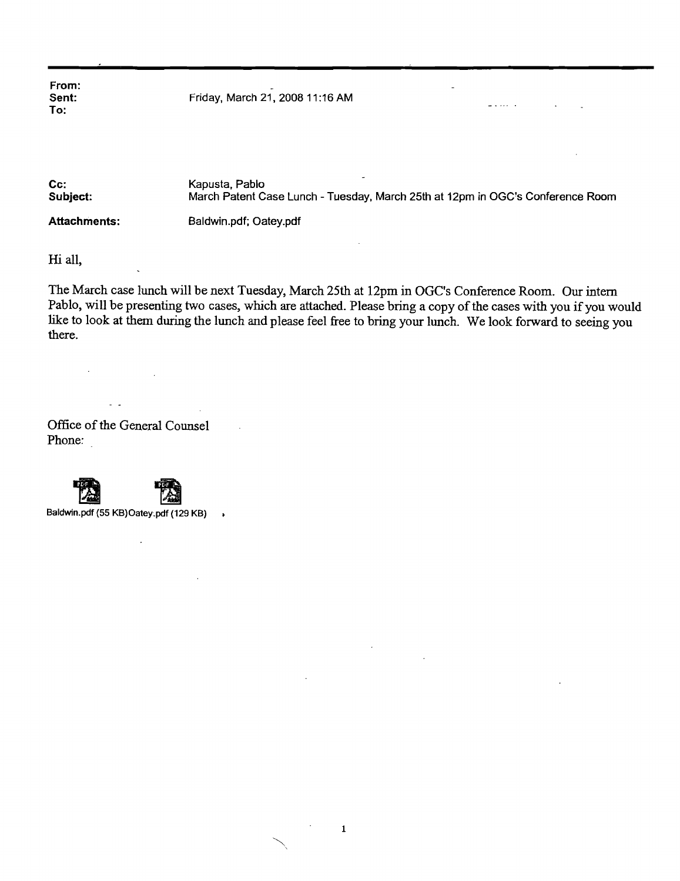**From:**
**Sent:** Friday, March 21, 2008 11:16 AM
**To:**

**Cc:** Kapusta, Pablo
**Subject:** March Patent Case Lunch - Tuesday, March 25th at 12pm in OGC's Conference Room

**Attachments:** Baldwin.pdf; Oatey.pdf

Hi all,

The March case lunch will be next Tuesday, March 25th at 12pm in OGC's Conference Room. Our intern Pablo, will be presenting two cases, which are attached. Please bring a copy of the cases with you if you would like to look at them during the lunch and please feel free to bring your lunch. We look forward to seeing you there.

Office of the General Counsel
Phone:

Baldwin.pdf (55 KB) Oatey.pdf (129 KB)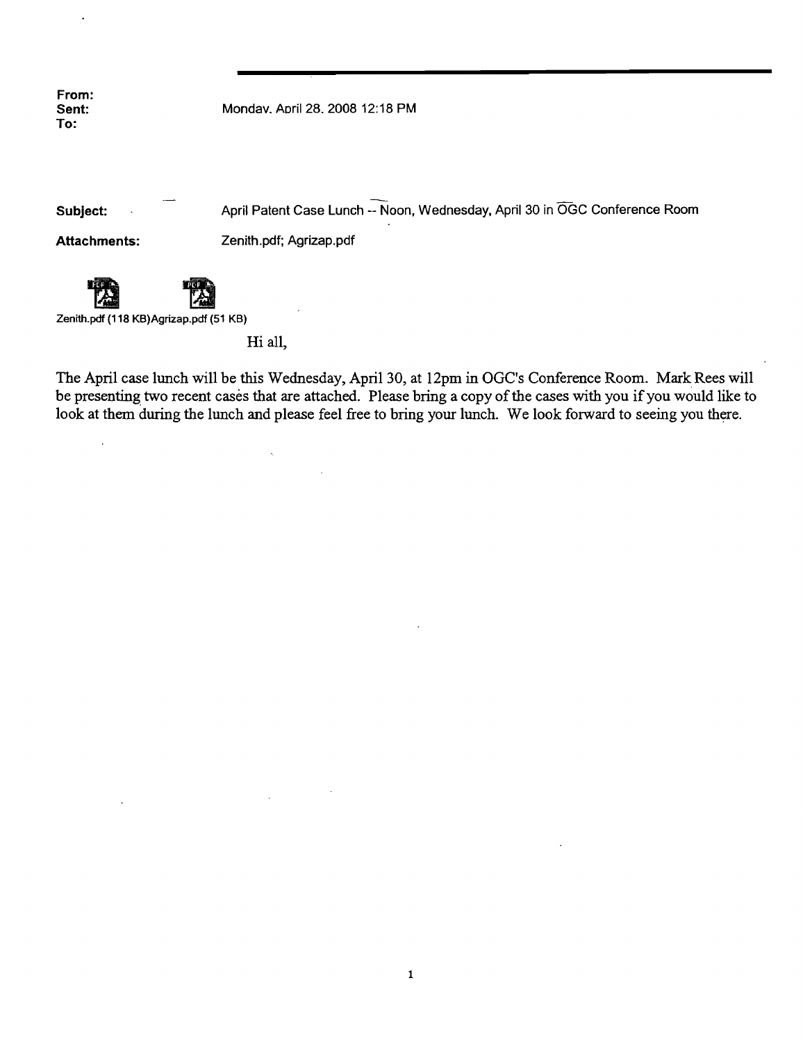**From:**
**Sent:** Monday, April 28, 2008 12:18 PM
**To:**

**Subject:** April Patent Case Lunch -- Noon, Wednesday, April 30 in OGC Conference Room

**Attachments:** Zenith.pdf; Agrizap.pdf

Zenith.pdf (118 KB) Agrizap.pdf (51 KB)

Hi all,

The April case lunch will be this Wednesday, April 30, at 12pm in OGC's Conference Room. Mark Rees will be presenting two recent cases that are attached. Please bring a copy of the cases with you if you would like to look at them during the lunch and please feel free to bring your lunch. We look forward to seeing you there.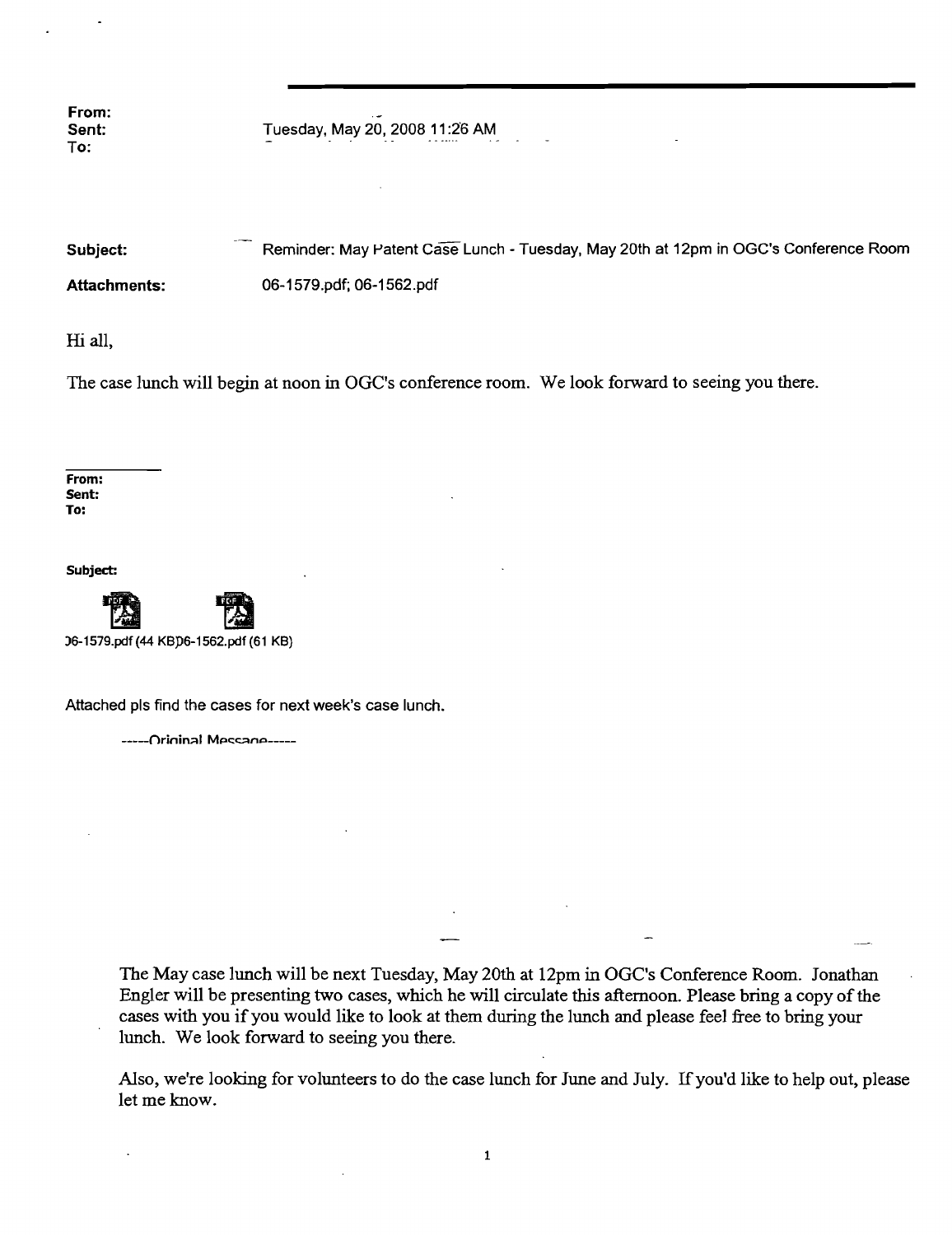**From:**
**Sent:** Tuesday, May 20, 2008 11:26 AM
**To:**

**Subject:** Reminder: May Patent Case Lunch - Tuesday, May 20th at 12pm in OGC's Conference Room

**Attachments:** 06-1579.pdf; 06-1562.pdf

Hi all,

The case lunch will begin at noon in OGC's conference room. We look forward to seeing you there.

---

**From:**
**Sent:**
**To:**

**Subject:**

06-1579.pdf (44 KB) 06-1562.pdf (61 KB)

Attached pls find the cases for next week's case lunch.

-----Original Message-----

The May case lunch will be next Tuesday, May 20th at 12pm in OGC's Conference Room. Jonathan Engler will be presenting two cases, which he will circulate this afternoon. Please bring a copy of the cases with you if you would like to look at them during the lunch and please feel free to bring your lunch. We look forward to seeing you there.

Also, we're looking for volunteers to do the case lunch for June and July. If you'd like to help out, please let me know.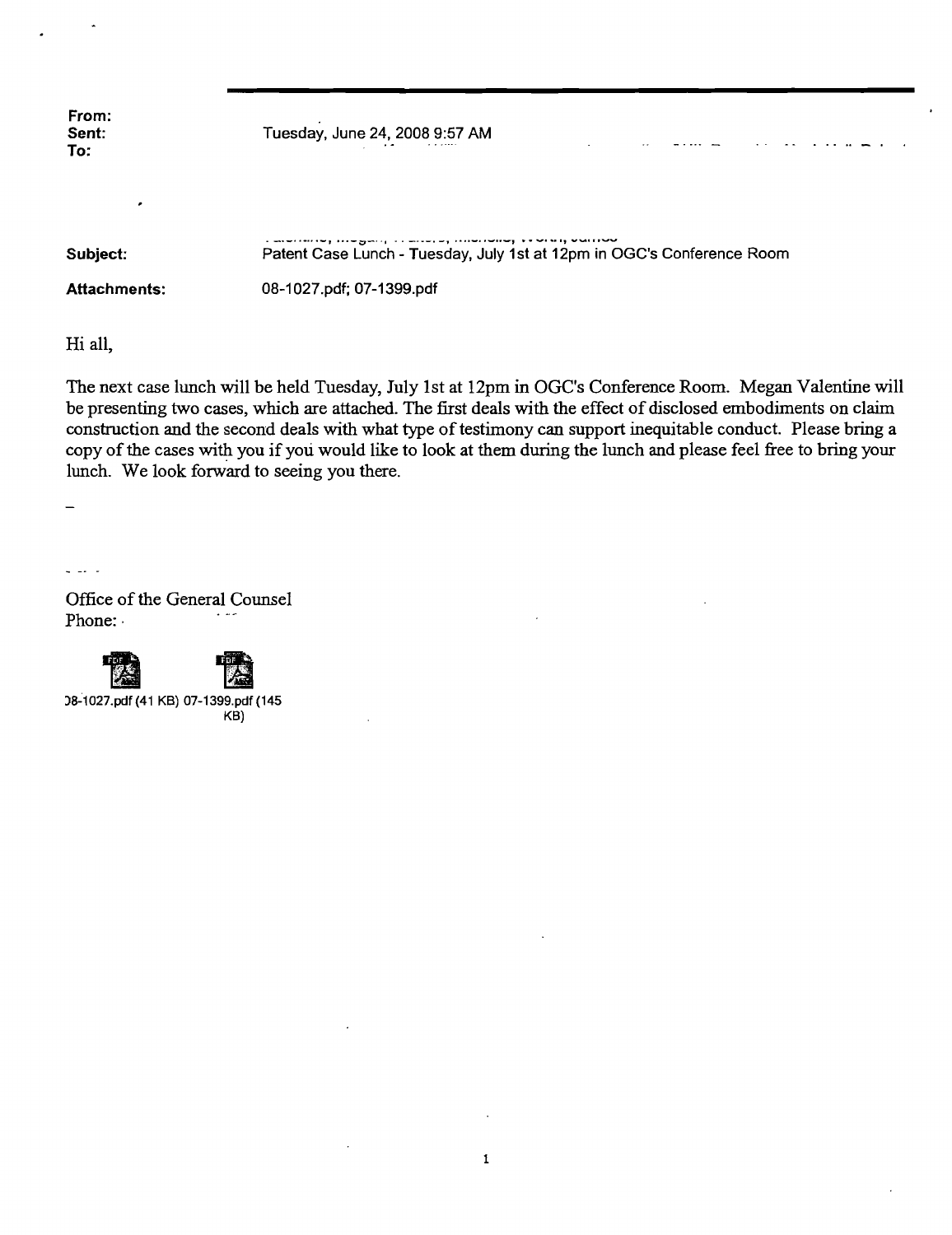**From:**
**Sent:** Tuesday, June 24, 2008 9:57 AM
**To:**

**Subject:** Patent Case Lunch - Tuesday, July 1st at 12pm in OGC's Conference Room

**Attachments:** 08-1027.pdf; 07-1399.pdf

Hi all,

The next case lunch will be held Tuesday, July 1st at 12pm in OGC's Conference Room. Megan Valentine will be presenting two cases, which are attached. The first deals with the effect of disclosed embodiments on claim construction and the second deals with what type of testimony can support inequitable conduct. Please bring a copy of the cases with you if you would like to look at them during the lunch and please feel free to bring your lunch. We look forward to seeing you there.

Office of the General Counsel
Phone:

08-1027.pdf (41 KB) 07-1399.pdf (145 KB)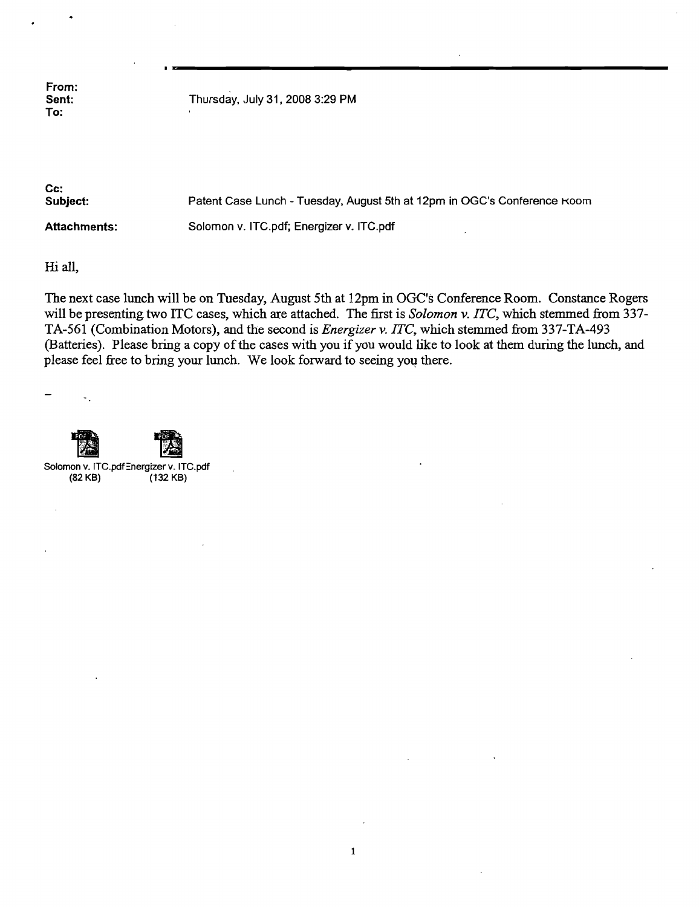**From:**
**Sent:** Thursday, July 31, 2008 3:29 PM
**To:**

**Cc:**
**Subject:** Patent Case Lunch - Tuesday, August 5th at 12pm in OGC's Conference Room

**Attachments:** Solomon v. ITC.pdf; Energizer v. ITC.pdf

Hi all,

The next case lunch will be on Tuesday, August 5th at 12pm in OGC's Conference Room. Constance Rogers will be presenting two ITC cases, which are attached. The first is *Solomon v. ITC*, which stemmed from 337-TA-561 (Combination Motors), and the second is *Energizer v. ITC*, which stemmed from 337-TA-493 (Batteries). Please bring a copy of the cases with you if you would like to look at them during the lunch, and please feel free to bring your lunch. We look forward to seeing you there.

Solomon v. ITC.pdf (82 KB)    Energizer v. ITC.pdf (132 KB)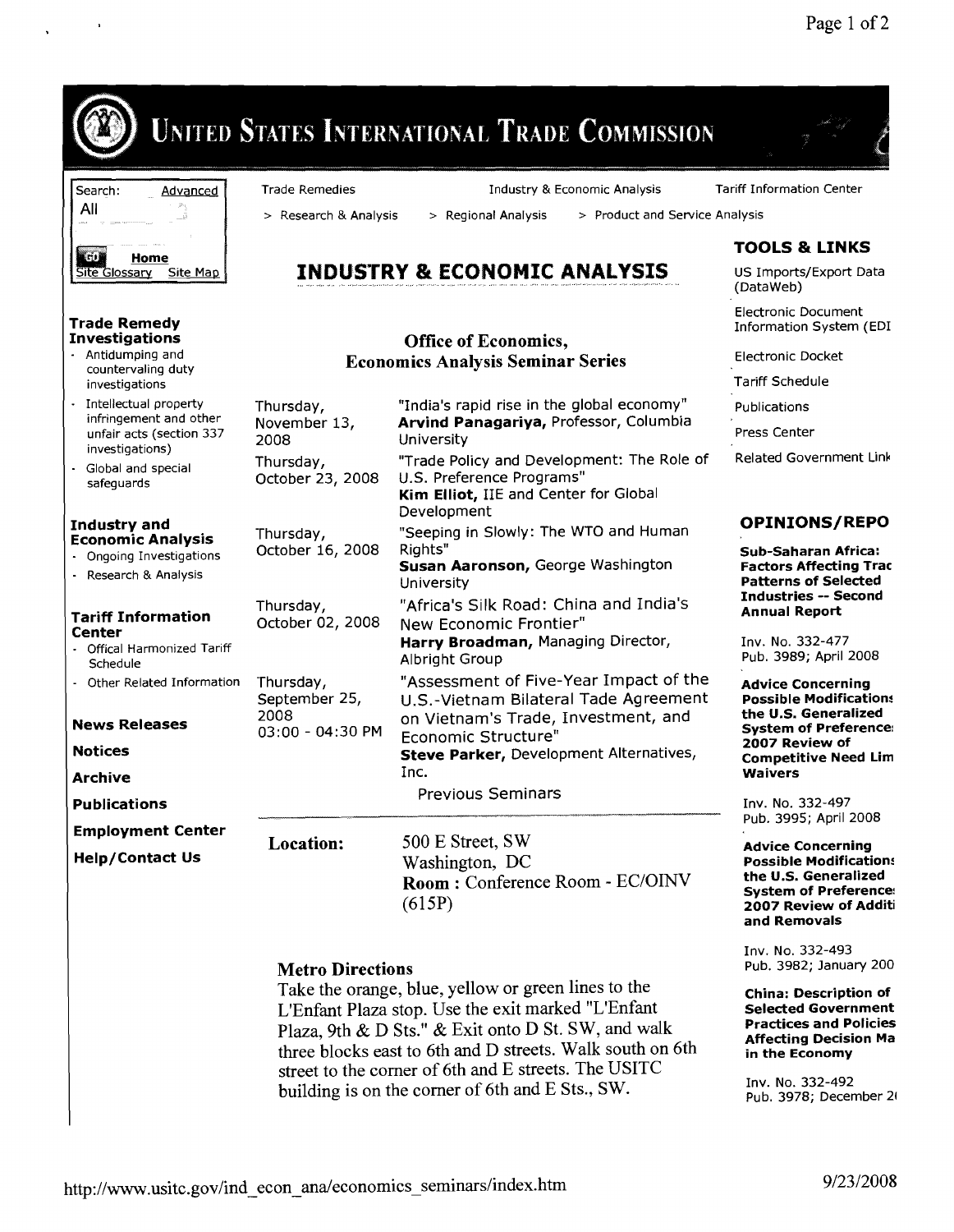# UNITED STATES INTERNATIONAL TRADE COMMISSION

Search: Advanced
All

Home
Site Glossary Site Map

**Trade Remedy Investigations**
- Antidumping and countervaling duty investigations
- Intellectual property infringement and other unfair acts (section 337 investigations)
- Global and special safeguards

**Industry and Economic Analysis**
- Ongoing Investigations
- Research & Analysis

**Tariff Information Center**
- Offical Harmonized Tariff Schedule
- Other Related Information

**News Releases**

**Notices**

**Archive**

**Publications**

**Employment Center**

**Help/Contact Us**

Trade Remedies | Industry & Economic Analysis | Tariff Information Center

> Research & Analysis > Regional Analysis > Product and Service Analysis

## INDUSTRY & ECONOMIC ANALYSIS

### Office of Economics, Economics Analysis Seminar Series

| | |
|---|---|
| Thursday, November 13, 2008 | "India's rapid rise in the global economy" **Arvind Panagariya**, Professor, Columbia University |
| Thursday, October 23, 2008 | "Trade Policy and Development: The Role of U.S. Preference Programs" **Kim Elliot**, IIE and Center for Global Development |
| Thursday, October 16, 2008 | "Seeping in Slowly: The WTO and Human Rights" **Susan Aaronson**, George Washington University |
| Thursday, October 02, 2008 | "Africa's Silk Road: China and India's New Economic Frontier" **Harry Broadman**, Managing Director, Albright Group |
| Thursday, September 25, 2008 03:00 - 04:30 PM | "Assessment of Five-Year Impact of the U.S.-Vietnam Bilateral Tade Agreement on Vietnam's Trade, Investment, and Economic Structure" **Steve Parker**, Development Alternatives, Inc. |

Previous Seminars

**Location:** 500 E Street, SW
Washington, DC
**Room :** Conference Room - EC/OINV (615P)

**Metro Directions**

Take the orange, blue, yellow or green lines to the L'Enfant Plaza stop. Use the exit marked "L'Enfant Plaza, 9th & D Sts." & Exit onto D St. SW, and walk three blocks east to 6th and D streets. Walk south on 6th street to the corner of 6th and E streets. The USITC building is on the corner of 6th and E Sts., SW.

**TOOLS & LINKS**

US Imports/Export Data (DataWeb)

Electronic Document Information System (EDI

Electronic Docket

Tariff Schedule

Publications

Press Center

Related Government Link

**OPINIONS/REPO**

**Sub-Saharan Africa: Factors Affecting Trac Patterns of Selected Industries -- Second Annual Report**

Inv. No. 332-477
Pub. 3989; April 2008

**Advice Concerning Possible Modifications the U.S. Generalized System of Preference: 2007 Review of Competitive Need Lim Waivers**

Inv. No. 332-497
Pub. 3995; April 2008

**Advice Concerning Possible Modifications the U.S. Generalized System of Preference: 2007 Review of Additi and Removals**

Inv. No. 332-493
Pub. 3982; January 200

**China: Description of Selected Government Practices and Policies Affecting Decision Ma in the Economy**

Inv. No. 332-492
Pub. 3978; December 2(

http://www.usitc.gov/ind_econ_ana/economics_seminars/index.htm 9/23/2008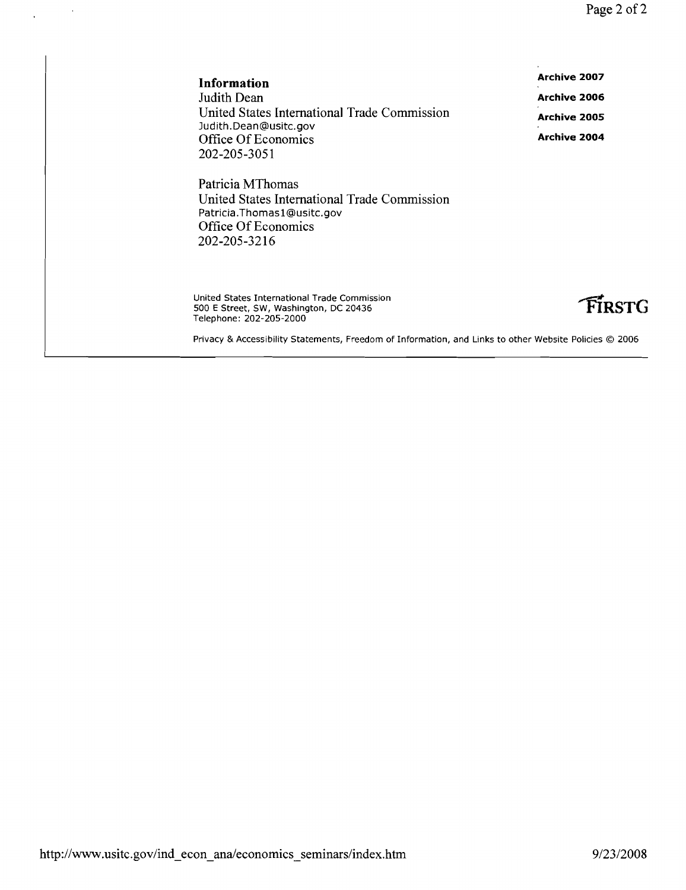**Information**

Judith Dean
United States International Trade Commission
Judith.Dean@usitc.gov
Office Of Economics
202-205-3051

Patricia MThomas
United States International Trade Commission
Patricia.Thomas1@usitc.gov
Office Of Economics
202-205-3216

**Archive 2007**

**Archive 2006**

**Archive 2005**

**Archive 2004**

United States International Trade Commission
500 E Street, SW, Washington, DC 20436
Telephone: 202-205-2000

FIRSTG

Privacy & Accessibility Statements, Freedom of Information, and Links to other Website Policies © 2006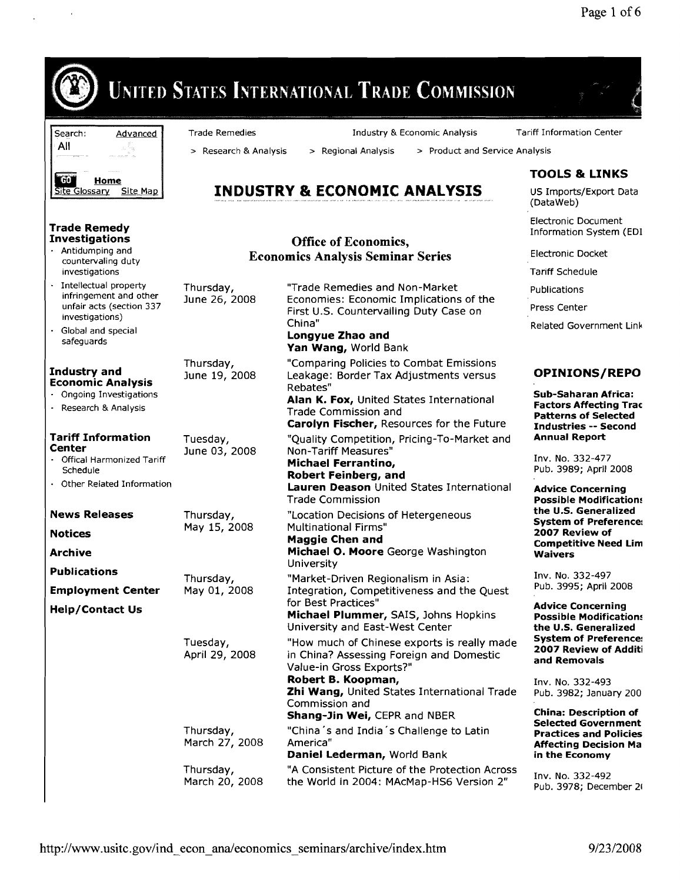# UNITED STATES INTERNATIONAL TRADE COMMISSION

Search: Advanced
All

Home
Site Glossary Site Map

Trade Remedies | Industry & Economic Analysis | Tariff Information Center

> Research & Analysis > Regional Analysis > Product and Service Analysis

## INDUSTRY & ECONOMIC ANALYSIS

### Office of Economics, Economics Analysis Seminar Series

| | |
|---|---|
| Thursday, June 26, 2008 | "Trade Remedies and Non-Market Economies: Economic Implications of the First U.S. Countervailing Duty Case on China" **Longyue Zhao and Yan Wang,** World Bank |
| Thursday, June 19, 2008 | "Comparing Policies to Combat Emissions Leakage: Border Tax Adjustments versus Rebates" **Alan K. Fox,** United States International Trade Commission and **Carolyn Fischer,** Resources for the Future |
| Tuesday, June 03, 2008 | "Quality Competition, Pricing-To-Market and Non-Tariff Measures" **Michael Ferrantino, Robert Feinberg, and Lauren Deason** United States International Trade Commission |
| Thursday, May 15, 2008 | "Location Decisions of Hetergeneous Multinational Firms" **Maggie Chen and Michael O. Moore** George Washington University |
| Thursday, May 01, 2008 | "Market-Driven Regionalism in Asia: Integration, Competitiveness and the Quest for Best Practices" **Michael Plummer,** SAIS, Johns Hopkins University and East-West Center |
| Tuesday, April 29, 2008 | "How much of Chinese exports is really made in China? Assessing Foreign and Domestic Value-in Gross Exports?" **Robert B. Koopman, Zhi Wang,** United States International Trade Commission and **Shang-Jin Wei,** CEPR and NBER |
| Thursday, March 27, 2008 | "China's and India's Challenge to Latin America" **Daniel Lederman,** World Bank |
| Thursday, March 20, 2008 | "A Consistent Picture of the Protection Across the World in 2004: MAcMap-HS6 Version 2" |

**Trade Remedy Investigations**
- Antidumping and countervailing duty investigations
- Intellectual property infringement and other unfair acts (section 337 investigations)
- Global and special safeguards

**Industry and Economic Analysis**
- Ongoing Investigations
- Research & Analysis

**Tariff Information Center**
- Offical Harmonized Tariff Schedule
- Other Related Information

**News Releases**

**Notices**

**Archive**

**Publications**

**Employment Center**

**Help/Contact Us**

### TOOLS & LINKS

US Imports/Export Data (DataWeb)

Electronic Document Information System (EDI

Electronic Docket

Tariff Schedule

Publications

Press Center

Related Government Link

### OPINIONS/REPO

**Sub-Saharan Africa: Factors Affecting Trac Patterns of Selected Industries -- Second Annual Report**

Inv. No. 332-477
Pub. 3989; April 2008

**Advice Concerning Possible Modification: the U.S. Generalized System of Preference: 2007 Review of Competitive Need Lim Waivers**

Inv. No. 332-497
Pub. 3995; April 2008

**Advice Concerning Possible Modification: the U.S. Generalized System of Preference: 2007 Review of Additi and Removals**

Inv. No. 332-493
Pub. 3982; January 200

**China: Description of Selected Government Practices and Policies Affecting Decision Ma in the Economy**

Inv. No. 332-492
Pub. 3978; December 2(

http://www.usitc.gov/ind_econ_ana/economics_seminars/archive/index.htm 9/23/2008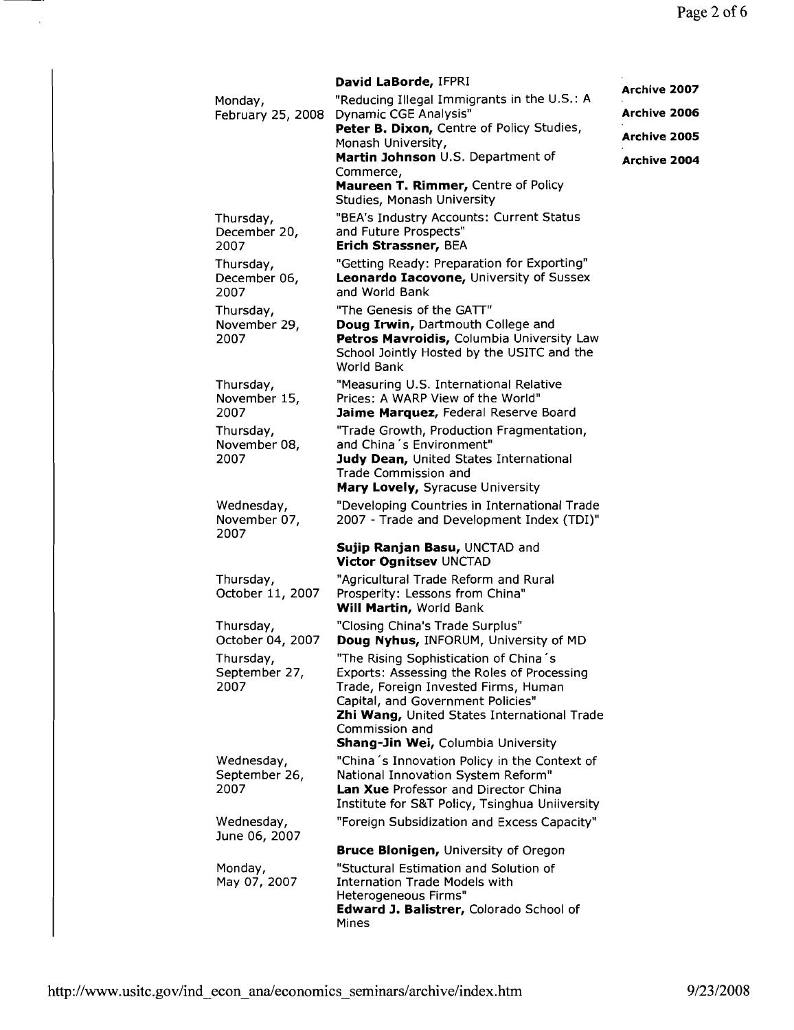| | David LaBorde, IFPRI |
|---|---|
| Monday, February 25, 2008 | "Reducing Illegal Immigrants in the U.S.: A Dynamic CGE Analysis" **Peter B. Dixon,** Centre of Policy Studies, Monash University, **Martin Johnson** U.S. Department of Commerce, **Maureen T. Rimmer,** Centre of Policy Studies, Monash University |
| Thursday, December 20, 2007 | "BEA's Industry Accounts: Current Status and Future Prospects" **Erich Strassner,** BEA |
| Thursday, December 06, 2007 | "Getting Ready: Preparation for Exporting" **Leonardo Iacovone,** University of Sussex and World Bank |
| Thursday, November 29, 2007 | "The Genesis of the GATT" **Doug Irwin,** Dartmouth College and **Petros Mavroidis,** Columbia University Law School Jointly Hosted by the USITC and the World Bank |
| Thursday, November 15, 2007 | "Measuring U.S. International Relative Prices: A WARP View of the World" **Jaime Marquez,** Federal Reserve Board |
| Thursday, November 08, 2007 | "Trade Growth, Production Fragmentation, and China´s Environment" **Judy Dean,** United States International Trade Commission and **Mary Lovely,** Syracuse University |
| Wednesday, November 07, 2007 | "Developing Countries in International Trade 2007 - Trade and Development Index (TDI)" **Sujip Ranjan Basu,** UNCTAD and **Victor Ognitsev** UNCTAD |
| Thursday, October 11, 2007 | "Agricultural Trade Reform and Rural Prosperity: Lessons from China" **Will Martin,** World Bank |
| Thursday, October 04, 2007 | "Closing China's Trade Surplus" **Doug Nyhus,** INFORUM, University of MD |
| Thursday, September 27, 2007 | "The Rising Sophistication of China´s Exports: Assessing the Roles of Processing Trade, Foreign Invested Firms, Human Capital, and Government Policies" **Zhi Wang,** United States International Trade Commission and **Shang-Jin Wei,** Columbia University |
| Wednesday, September 26, 2007 | "China´s Innovation Policy in the Context of National Innovation System Reform" **Lan Xue** Professor and Director China Institute for S&T Policy, Tsinghua Uniiversity |
| Wednesday, June 06, 2007 | "Foreign Subsidization and Excess Capacity" **Bruce Blonigen,** University of Oregon |
| Monday, May 07, 2007 | "Stuctural Estimation and Solution of Internation Trade Models with Heterogeneous Firms" **Edward J. Balistrer,** Colorado School of Mines |

**Archive 2007**

**Archive 2006**

**Archive 2005**

**Archive 2004**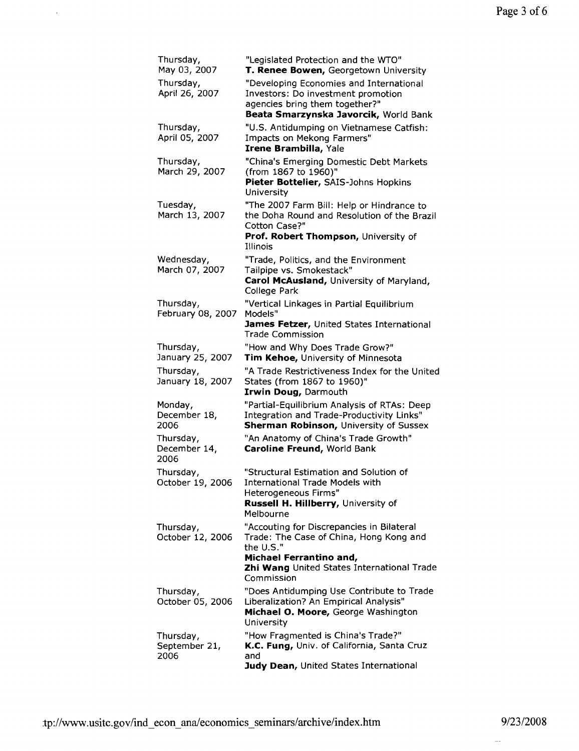| | |
|---|---|
| Thursday, May 03, 2007 | "Legislated Protection and the WTO" **T. Renee Bowen,** Georgetown University |
| Thursday, April 26, 2007 | "Developing Economies and International Investors: Do investment promotion agencies bring them together?" **Beata Smarzynska Javorcik,** World Bank |
| Thursday, April 05, 2007 | "U.S. Antidumping on Vietnamese Catfish: Impacts on Mekong Farmers" **Irene Brambilla,** Yale |
| Thursday, March 29, 2007 | "China's Emerging Domestic Debt Markets (from 1867 to 1960)" **Pieter Bottelier,** SAIS-Johns Hopkins University |
| Tuesday, March 13, 2007 | "The 2007 Farm Bill: Help or Hindrance to the Doha Round and Resolution of the Brazil Cotton Case?" **Prof. Robert Thompson,** University of Illinois |
| Wednesday, March 07, 2007 | "Trade, Politics, and the Environment Tailpipe vs. Smokestack" **Carol McAusland,** University of Maryland, College Park |
| Thursday, February 08, 2007 | "Vertical Linkages in Partial Equilibrium Models" **James Fetzer,** United States International Trade Commission |
| Thursday, January 25, 2007 | "How and Why Does Trade Grow?" **Tim Kehoe,** University of Minnesota |
| Thursday, January 18, 2007 | "A Trade Restrictiveness Index for the United States (from 1867 to 1960)" **Irwin Doug,** Darmouth |
| Monday, December 18, 2006 | "Partial-Equilibrium Analysis of RTAs: Deep Integration and Trade-Productivity Links" **Sherman Robinson,** University of Sussex |
| Thursday, December 14, 2006 | "An Anatomy of China's Trade Growth" **Caroline Freund,** World Bank |
| Thursday, October 19, 2006 | "Structural Estimation and Solution of International Trade Models with Heterogeneous Firms" **Russell H. Hillberry,** University of Melbourne |
| Thursday, October 12, 2006 | "Accouting for Discrepancies in Bilateral Trade: The Case of China, Hong Kong and the U.S." **Michael Ferrantino and, Zhi Wang** United States International Trade Commission |
| Thursday, October 05, 2006 | "Does Antidumping Use Contribute to Trade Liberalization? An Empirical Analysis" **Michael O. Moore,** George Washington University |
| Thursday, September 21, 2006 | "How Fragmented is China's Trade?" **K.C. Fung,** Univ. of California, Santa Cruz and **Judy Dean,** United States International |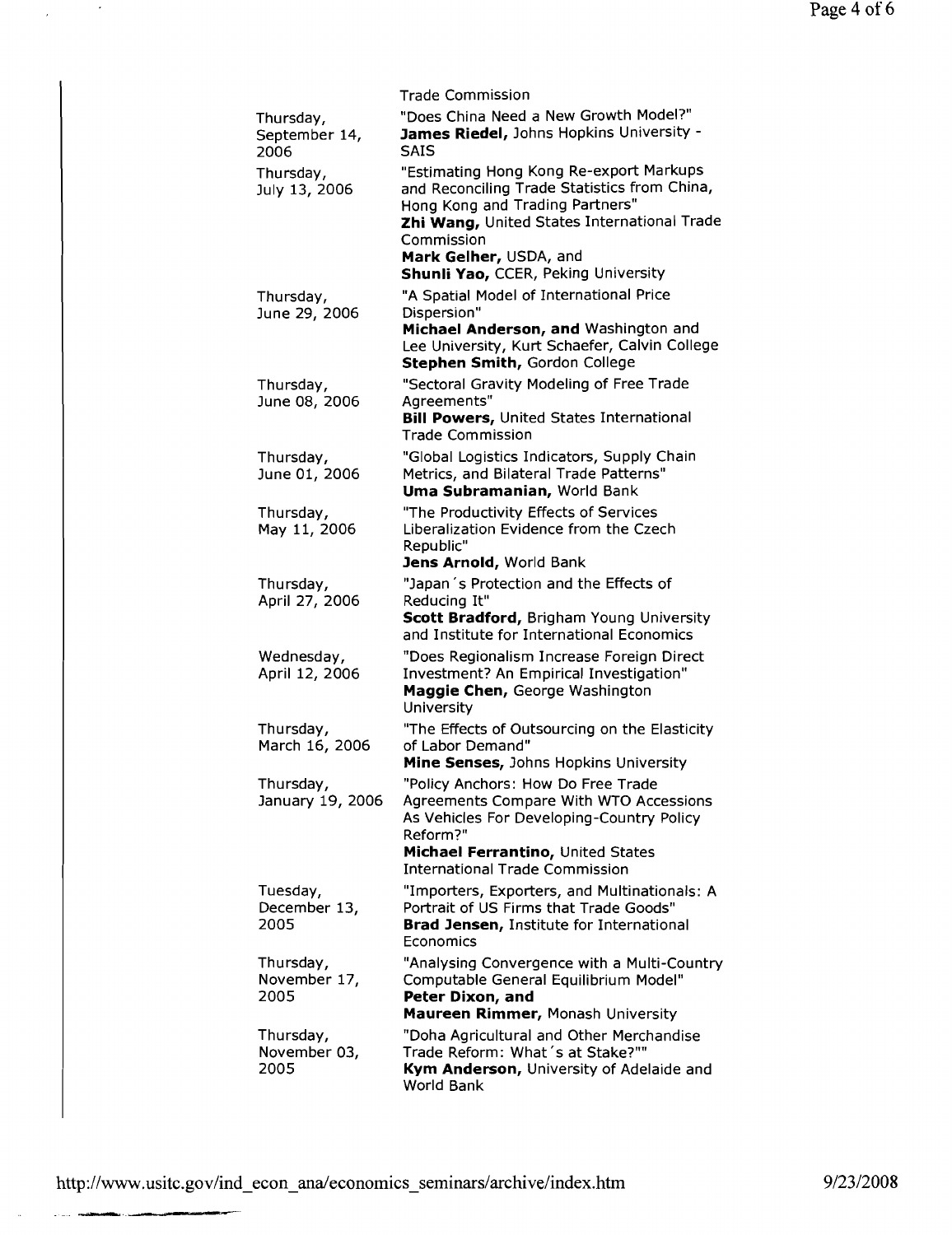| | |
|---|---|
| | Trade Commission |
| Thursday, September 14, 2006 | "Does China Need a New Growth Model?" **James Riedel,** Johns Hopkins University - SAIS |
| Thursday, July 13, 2006 | "Estimating Hong Kong Re-export Markups and Reconciling Trade Statistics from China, Hong Kong and Trading Partners" **Zhi Wang,** United States International Trade Commission **Mark Gelher,** USDA, and **Shunli Yao,** CCER, Peking University |
| Thursday, June 29, 2006 | "A Spatial Model of International Price Dispersion" **Michael Anderson, and** Washington and Lee University, Kurt Schaefer, Calvin College **Stephen Smith,** Gordon College |
| Thursday, June 08, 2006 | "Sectoral Gravity Modeling of Free Trade Agreements" **Bill Powers,** United States International Trade Commission |
| Thursday, June 01, 2006 | "Global Logistics Indicators, Supply Chain Metrics, and Bilateral Trade Patterns" **Uma Subramanian,** World Bank |
| Thursday, May 11, 2006 | "The Productivity Effects of Services Liberalization Evidence from the Czech Republic" **Jens Arnold,** World Bank |
| Thursday, April 27, 2006 | "Japan´s Protection and the Effects of Reducing It" **Scott Bradford,** Brigham Young University and Institute for International Economics |
| Wednesday, April 12, 2006 | "Does Regionalism Increase Foreign Direct Investment? An Empirical Investigation" **Maggie Chen,** George Washington University |
| Thursday, March 16, 2006 | "The Effects of Outsourcing on the Elasticity of Labor Demand" **Mine Senses,** Johns Hopkins University |
| Thursday, January 19, 2006 | "Policy Anchors: How Do Free Trade Agreements Compare With WTO Accessions As Vehicles For Developing-Country Policy Reform?" **Michael Ferrantino,** United States International Trade Commission |
| Tuesday, December 13, 2005 | "Importers, Exporters, and Multinationals: A Portrait of US Firms that Trade Goods" **Brad Jensen,** Institute for International Economics |
| Thursday, November 17, 2005 | "Analysing Convergence with a Multi-Country Computable General Equilibrium Model" **Peter Dixon, and** **Maureen Rimmer,** Monash University |
| Thursday, November 03, 2005 | "Doha Agricultural and Other Merchandise Trade Reform: What´s at Stake?"" **Kym Anderson,** University of Adelaide and World Bank |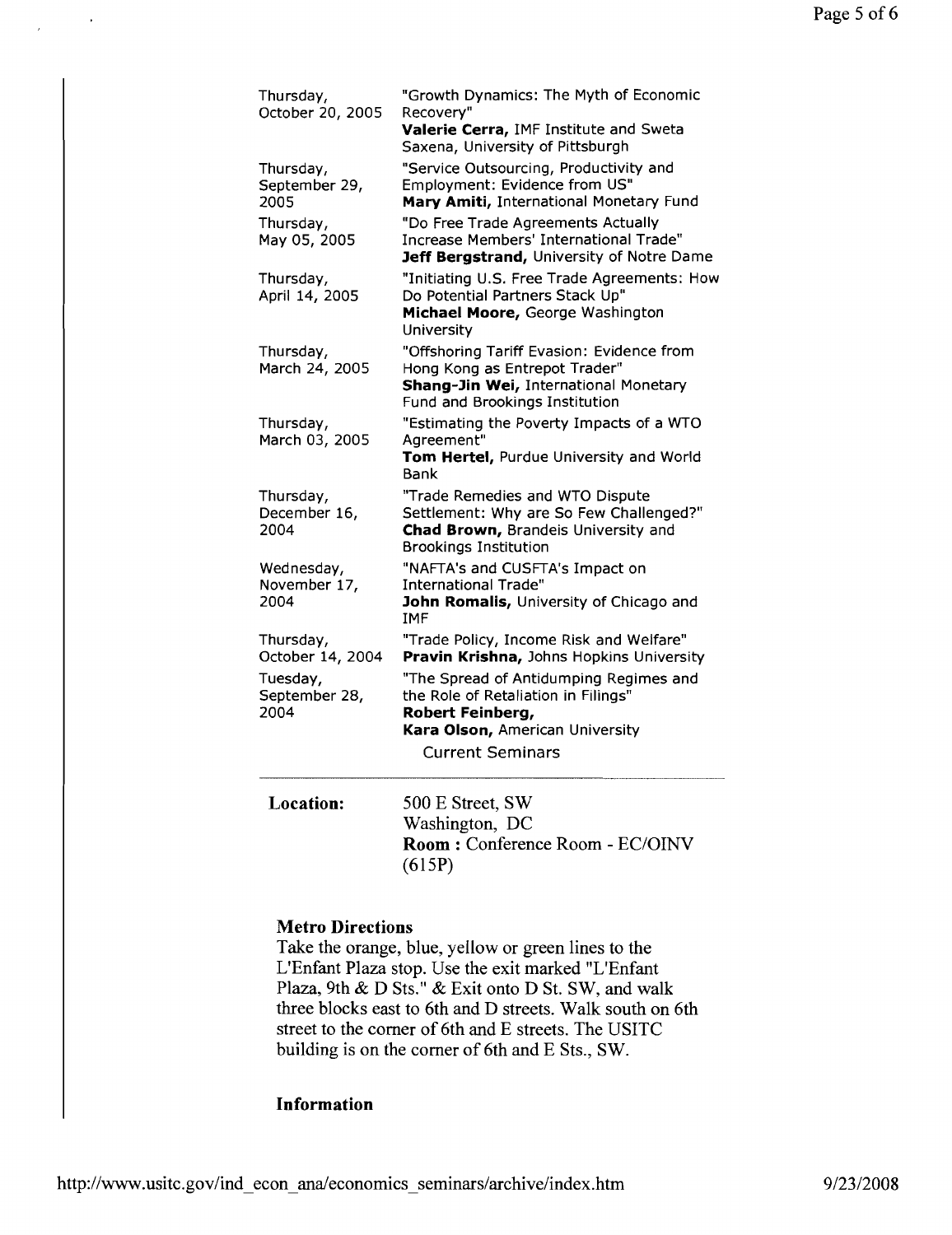| | |
|---|---|
| Thursday, October 20, 2005 | "Growth Dynamics: The Myth of Economic Recovery" **Valerie Cerra,** IMF Institute and Sweta Saxena, University of Pittsburgh |
| Thursday, September 29, 2005 | "Service Outsourcing, Productivity and Employment: Evidence from US" **Mary Amiti,** International Monetary Fund |
| Thursday, May 05, 2005 | "Do Free Trade Agreements Actually Increase Members' International Trade" **Jeff Bergstrand,** University of Notre Dame |
| Thursday, April 14, 2005 | "Initiating U.S. Free Trade Agreements: How Do Potential Partners Stack Up" **Michael Moore,** George Washington University |
| Thursday, March 24, 2005 | "Offshoring Tariff Evasion: Evidence from Hong Kong as Entrepot Trader" **Shang-Jin Wei,** International Monetary Fund and Brookings Institution |
| Thursday, March 03, 2005 | "Estimating the Poverty Impacts of a WTO Agreement" **Tom Hertel,** Purdue University and World Bank |
| Thursday, December 16, 2004 | "Trade Remedies and WTO Dispute Settlement: Why are So Few Challenged?" **Chad Brown,** Brandeis University and Brookings Institution |
| Wednesday, November 17, 2004 | "NAFTA's and CUSFTA's Impact on International Trade" **John Romalis,** University of Chicago and IMF |
| Thursday, October 14, 2004 | "Trade Policy, Income Risk and Welfare" **Pravin Krishna,** Johns Hopkins University |
| Tuesday, September 28, 2004 | "The Spread of Antidumping Regimes and the Role of Retaliation in Filings" **Robert Feinberg, Kara Olson,** American University |

Current Seminars

---

**Location:** 500 E Street, SW
Washington, DC
**Room :** Conference Room - EC/OINV (615P)

**Metro Directions**

Take the orange, blue, yellow or green lines to the L'Enfant Plaza stop. Use the exit marked "L'Enfant Plaza, 9th & D Sts." & Exit onto D St. SW, and walk three blocks east to 6th and D streets. Walk south on 6th street to the corner of 6th and E streets. The USITC building is on the corner of 6th and E Sts., SW.

**Information**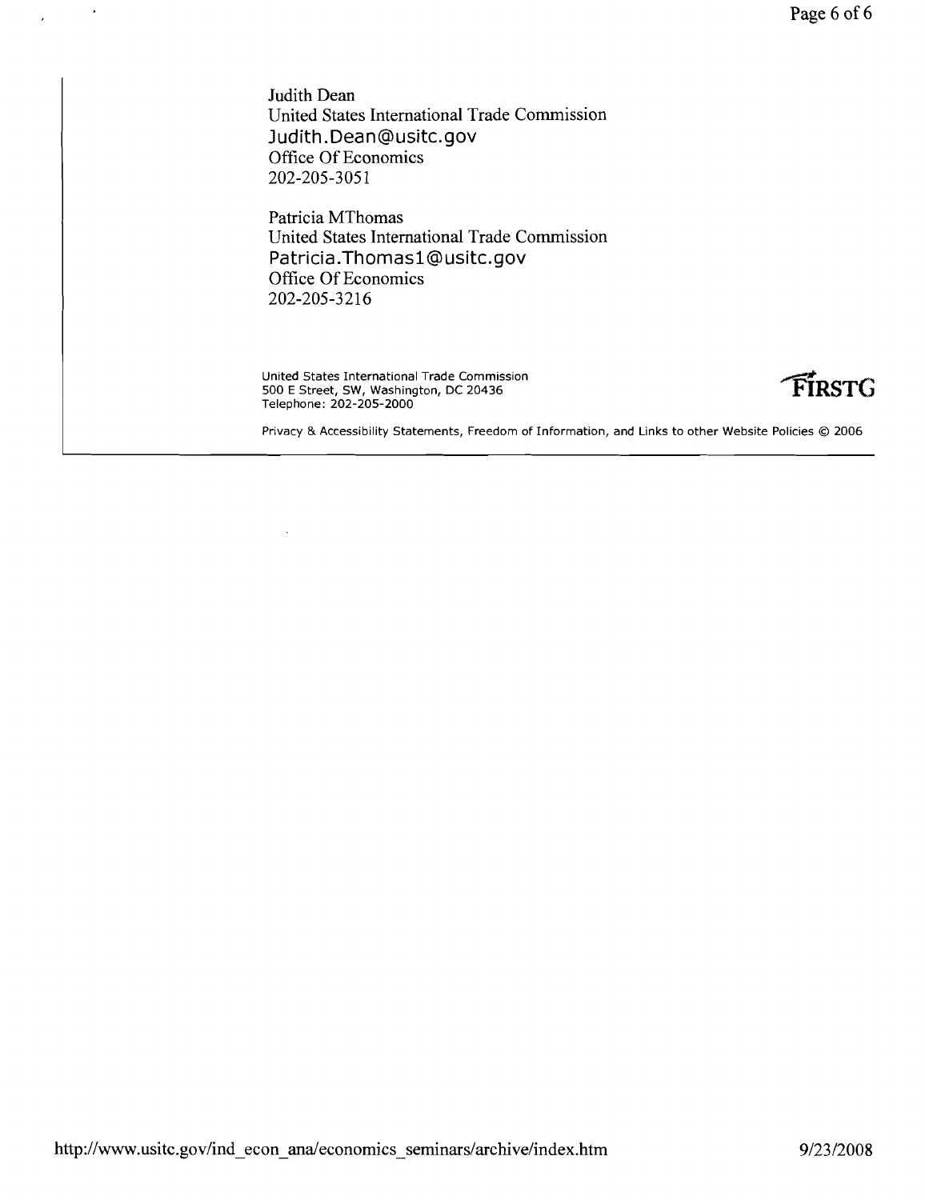Judith Dean
United States International Trade Commission
Judith.Dean@usitc.gov
Office Of Economics
202-205-3051

Patricia MThomas
United States International Trade Commission
Patricia.Thomas1@usitc.gov
Office Of Economics
202-205-3216

United States International Trade Commission
500 E Street, SW, Washington, DC 20436
Telephone: 202-205-2000

FIRSTG

Privacy & Accessibility Statements, Freedom of Information, and Links to other Website Policies © 2006

http://www.usitc.gov/ind_econ_ana/economics_seminars/archive/index.htm 9/23/2008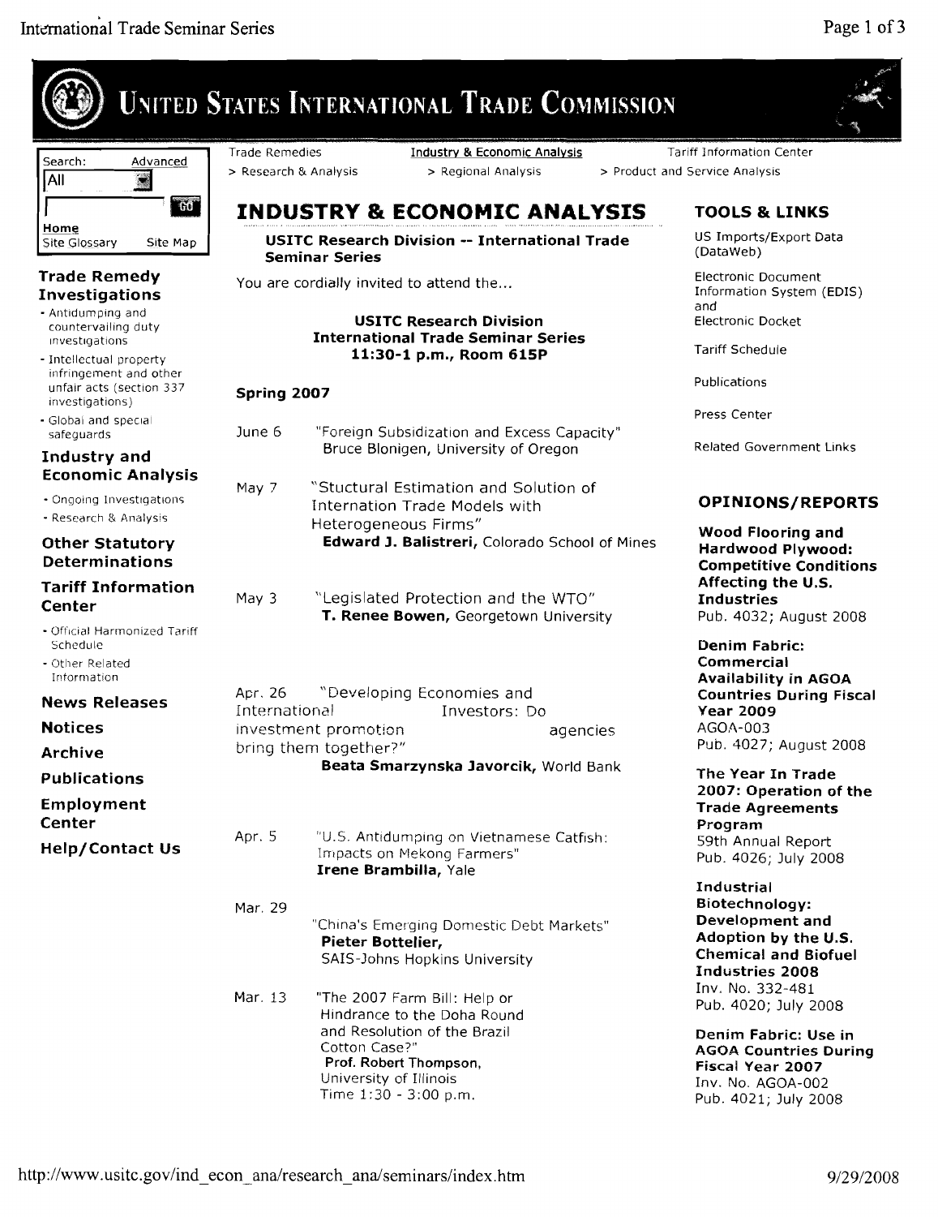# UNITED STATES INTERNATIONAL TRADE COMMISSION

Search: All — Advanced — GO

Home | Site Glossary | Site Map

### Trade Remedy Investigations

- Antidumping and countervailing duty investigations
- Intellectual property infringement and other unfair acts (section 337 investigations)
- Global and special safeguards

### Industry and Economic Analysis

- Ongoing Investigations
- Research & Analysis

### Other Statutory Determinations

### Tariff Information Center

- Official Harmonized Tariff Schedule
- Other Related Information

### News Releases

### Notices

### Archive

### Publications

### Employment Center

### Help/Contact Us

Trade Remedies > Research & Analysis | Industry & Economic Analysis > Regional Analysis | Tariff Information Center > Product and Service Analysis

# INDUSTRY & ECONOMIC ANALYSIS

**USITC Research Division -- International Trade Seminar Series**

You are cordially invited to attend the...

**USITC Research Division**
**International Trade Seminar Series**
**11:30-1 p.m., Room 615P**

**Spring 2007**

June 6 — "Foreign Subsidization and Excess Capacity"
Bruce Blonigen, University of Oregon

May 7 — "Stuctural Estimation and Solution of Internation Trade Models with Heterogeneous Firms"
**Edward J. Balistreri,** Colorado School of Mines

May 3 — "Legislated Protection and the WTO"
**T. Renee Bowen,** Georgetown University

Apr. 26 — "Developing Economies and International Investors: Do investment promotion agencies bring them together?"
**Beata Smarzynska Javorcik,** World Bank

Apr. 5 — "U.S. Antidumping on Vietnamese Catfish: Impacts on Mekong Farmers"
**Irene Brambilla,** Yale

Mar. 29 — "China's Emerging Domestic Debt Markets"
**Pieter Bottelier,**
SAIS-Johns Hopkins University

Mar. 13 — "The 2007 Farm Bill: Help or Hindrance to the Doha Round and Resolution of the Brazil Cotton Case?"
**Prof. Robert Thompson,**
University of Illinois
Time 1:30 - 3:00 p.m.

### TOOLS & LINKS

- US Imports/Export Data (DataWeb)
- Electronic Document Information System (EDIS) and Electronic Docket
- Tariff Schedule
- Publications
- Press Center
- Related Government Links

### OPINIONS/REPORTS

**Wood Flooring and Hardwood Plywood: Competitive Conditions Affecting the U.S. Industries**
Pub. 4032; August 2008

**Denim Fabric: Commercial Availability in AGOA Countries During Fiscal Year 2009**
AGOA-003
Pub. 4027; August 2008

**The Year In Trade 2007: Operation of the Trade Agreements Program**
59th Annual Report
Pub. 4026; July 2008

**Industrial Biotechnology: Development and Adoption by the U.S. Chemical and Biofuel Industries 2008**
Inv. No. 332-481
Pub. 4020; July 2008

**Denim Fabric: Use in AGOA Countries During Fiscal Year 2007**
Inv. No. AGOA-002
Pub. 4021; July 2008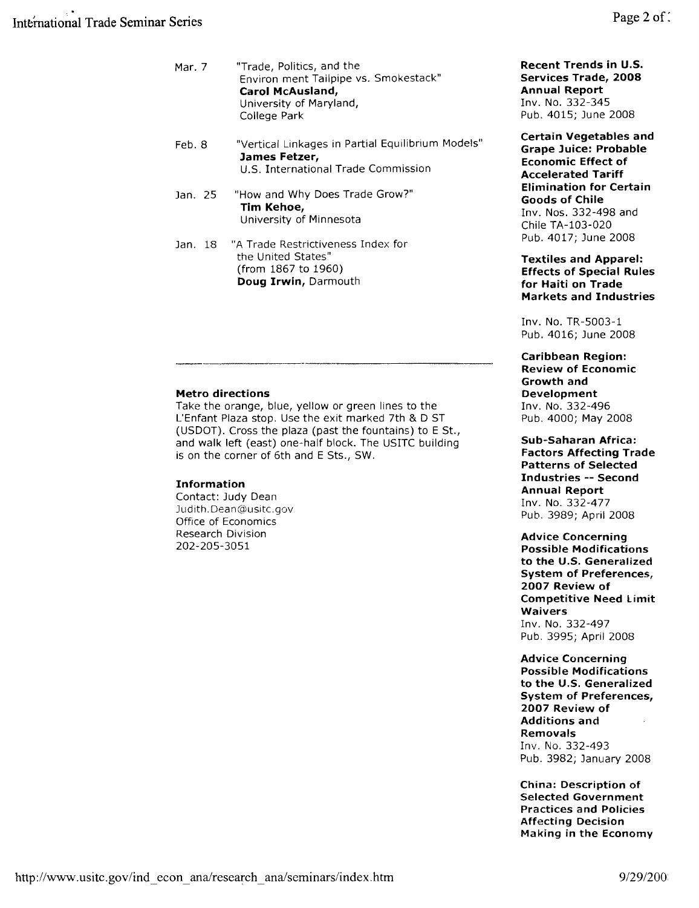Mar. 7 "Trade, Politics, and the Environ ment Tailpipe vs. Smokestack"
**Carol McAusland,**
University of Maryland, College Park

Feb. 8 "Vertical Linkages in Partial Equilibrium Models"
**James Fetzer,**
U.S. International Trade Commission

Jan. 25 "How and Why Does Trade Grow?"
**Tim Kehoe,**
University of Minnesota

Jan. 18 "A Trade Restrictiveness Index for the United States" (from 1867 to 1960)
**Doug Irwin,** Darmouth

---

**Metro directions**

Take the orange, blue, yellow or green lines to the L'Enfant Plaza stop. Use the exit marked 7th & D ST (USDOT). Cross the plaza (past the fountains) to E St., and walk left (east) one-half block. The USITC building is on the corner of 6th and E Sts., SW.

**Information**

Contact: Judy Dean
Judith.Dean@usitc.gov
Office of Economics
Research Division
202-205-3051

**Recent Trends in U.S. Services Trade, 2008 Annual Report**
Inv. No. 332-345
Pub. 4015; June 2008

**Certain Vegetables and Grape Juice: Probable Economic Effect of Accelerated Tariff Elimination for Certain Goods of Chile**
Inv. Nos. 332-498 and Chile TA-103-020
Pub. 4017; June 2008

**Textiles and Apparel: Effects of Special Rules for Haiti on Trade Markets and Industries**

Inv. No. TR-5003-1
Pub. 4016; June 2008

**Caribbean Region: Review of Economic Growth and Development**
Inv. No. 332-496
Pub. 4000; May 2008

**Sub-Saharan Africa: Factors Affecting Trade Patterns of Selected Industries -- Second Annual Report**
Inv. No. 332-477
Pub. 3989; April 2008

**Advice Concerning Possible Modifications to the U.S. Generalized System of Preferences, 2007 Review of Competitive Need Limit Waivers**
Inv. No. 332-497
Pub. 3995; April 2008

**Advice Concerning Possible Modifications to the U.S. Generalized System of Preferences, 2007 Review of Additions and Removals**
Inv. No. 332-493
Pub. 3982; January 2008

**China: Description of Selected Government Practices and Policies Affecting Decision Making in the Economy**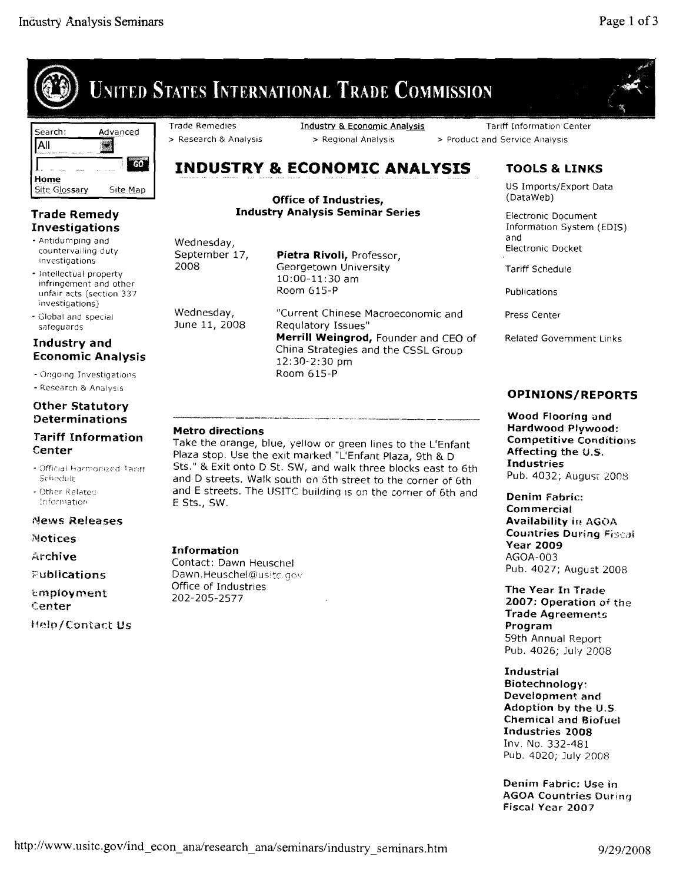# UNITED STATES INTERNATIONAL TRADE COMMISSION

Search: Advanced
All
GO
Home
Site Glossary Site Map

### Trade Remedy Investigations

- Antidumping and countervailing duty investigations
- Intellectual property infringement and other unfair acts (section 337 investigations)
- Global and special safeguards

### Industry and Economic Analysis

- Ongoing Investigations
- Research & Analysis

### Other Statutory Determinations

### Tariff Information Center

- Official Harmonized Tariff Schedule
- Other Related Information

### News Releases

### Notices

### Archive

### Publications

### Employment Center

### Help/Contact Us

Trade Remedies > Research & Analysis | Industry & Economic Analysis > Regional Analysis | Tariff Information Center > Product and Service Analysis

# INDUSTRY & ECONOMIC ANALYSIS

**Office of Industries, Industry Analysis Seminar Series**

| | |
|---|---|
| Wednesday, September 17, 2008 | **Pietra Rivoli,** Professor, Georgetown University<br>10:00-11:30 am<br>Room 615-P |
| Wednesday, June 11, 2008 | "Current Chinese Macroeconomic and Regulatory Issues"<br>**Merrill Weingrod,** Founder and CEO of China Strategies and the CSSL Group<br>12:30-2:30 pm<br>Room 615-P |

---

**Metro directions**

Take the orange, blue, yellow or green lines to the L'Enfant Plaza stop. Use the exit marked "L'Enfant Plaza, 9th & D Sts." & Exit onto D St. SW, and walk three blocks east to 6th and D streets. Walk south on 6th street to the corner of 6th and E streets. The USITC building is on the corner of 6th and E Sts., SW.

**Information**

Contact: Dawn Heuschel
Dawn.Heuschel@usitc.gov
Office of Industries
202-205-2577

### TOOLS & LINKS

US Imports/Export Data (DataWeb)

Electronic Document Information System (EDIS) and Electronic Docket

Tariff Schedule

Publications

Press Center

Related Government Links

### OPINIONS/REPORTS

**Wood Flooring and Hardwood Plywood: Competitive Conditions Affecting the U.S. Industries**
Pub. 4032; August 2008

**Denim Fabric: Commercial Availability in AGOA Countries During Fiscal Year 2009**
AGOA-003
Pub. 4027; August 2008

**The Year In Trade 2007: Operation of the Trade Agreements Program**
59th Annual Report
Pub. 4026; July 2008

**Industrial Biotechnology: Development and Adoption by the U.S. Chemical and Biofuel Industries 2008**
Inv. No. 332-481
Pub. 4020; July 2008

**Denim Fabric: Use in AGOA Countries During Fiscal Year 2007**